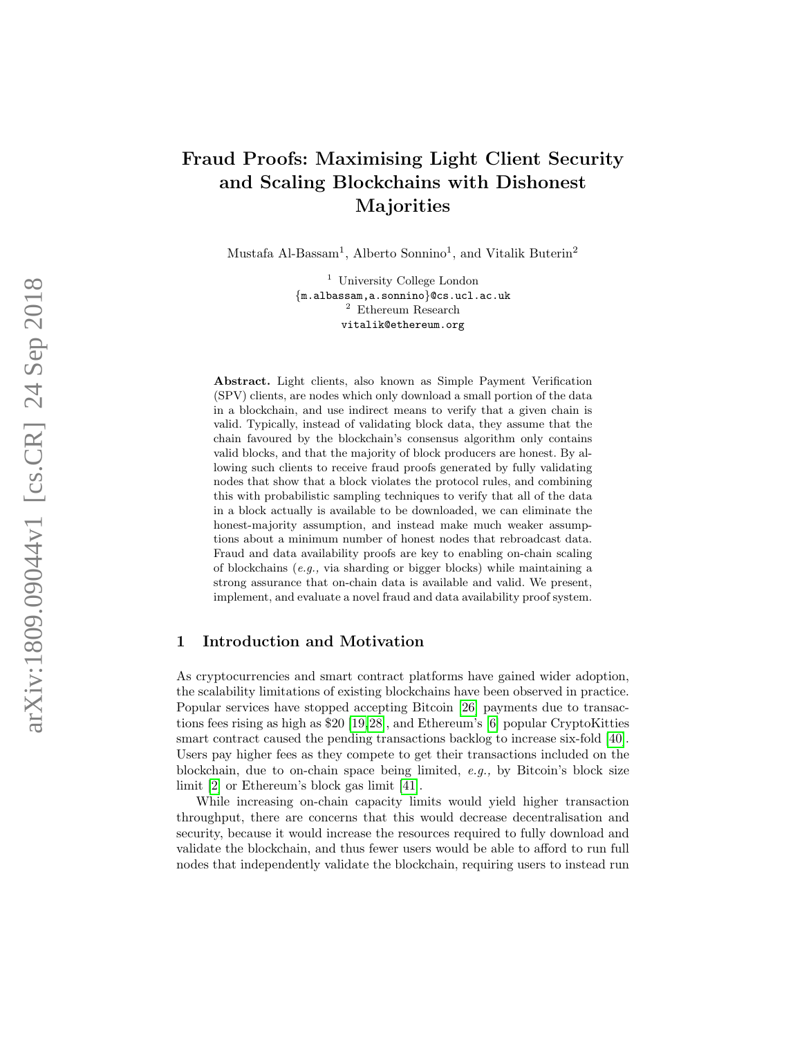# Fraud Proofs: Maximising Light Client Security and Scaling Blockchains with Dishonest Majorities

Mustafa Al-Bassam[1], Alberto Sonnino[1], and Vitalik Buterin[2]

[1] University College London
{m.albassam,a.sonnino}@cs.ucl.ac.uk
[2] Ethereum Research
vitalik@ethereum.org

**Abstract.** Light clients, also known as Simple Payment Verification (SPV) clients, are nodes which only download a small portion of the data in a blockchain, and use indirect means to verify that a given chain is valid. Typically, instead of validating block data, they assume that the chain favoured by the blockchain's consensus algorithm only contains valid blocks, and that the majority of block producers are honest. By allowing such clients to receive fraud proofs generated by fully validating nodes that show that a block violates the protocol rules, and combining this with probabilistic sampling techniques to verify that all of the data in a block actually is available to be downloaded, we can eliminate the honest-majority assumption, and instead make much weaker assumptions about a minimum number of honest nodes that rebroadcast data. Fraud and data availability proofs are key to enabling on-chain scaling of blockchains (*e.g.,* via sharding or bigger blocks) while maintaining a strong assurance that on-chain data is available and valid. We present, implement, and evaluate a novel fraud and data availability proof system.

## 1 Introduction and Motivation

As cryptocurrencies and smart contract platforms have gained wider adoption, the scalability limitations of existing blockchains have been observed in practice. Popular services have stopped accepting Bitcoin [26] payments due to transactions fees rising as high as $20 [19,28], and Ethereum's [6] popular CryptoKitties smart contract caused the pending transactions backlog to increase six-fold [40]. Users pay higher fees as they compete to get their transactions included on the blockchain, due to on-chain space being limited, *e.g.,* by Bitcoin's block size limit [2] or Ethereum's block gas limit [41].

While increasing on-chain capacity limits would yield higher transaction throughput, there are concerns that this would decrease decentralisation and security, because it would increase the resources required to fully download and validate the blockchain, and thus fewer users would be able to afford to run full nodes that independently validate the blockchain, requiring users to instead run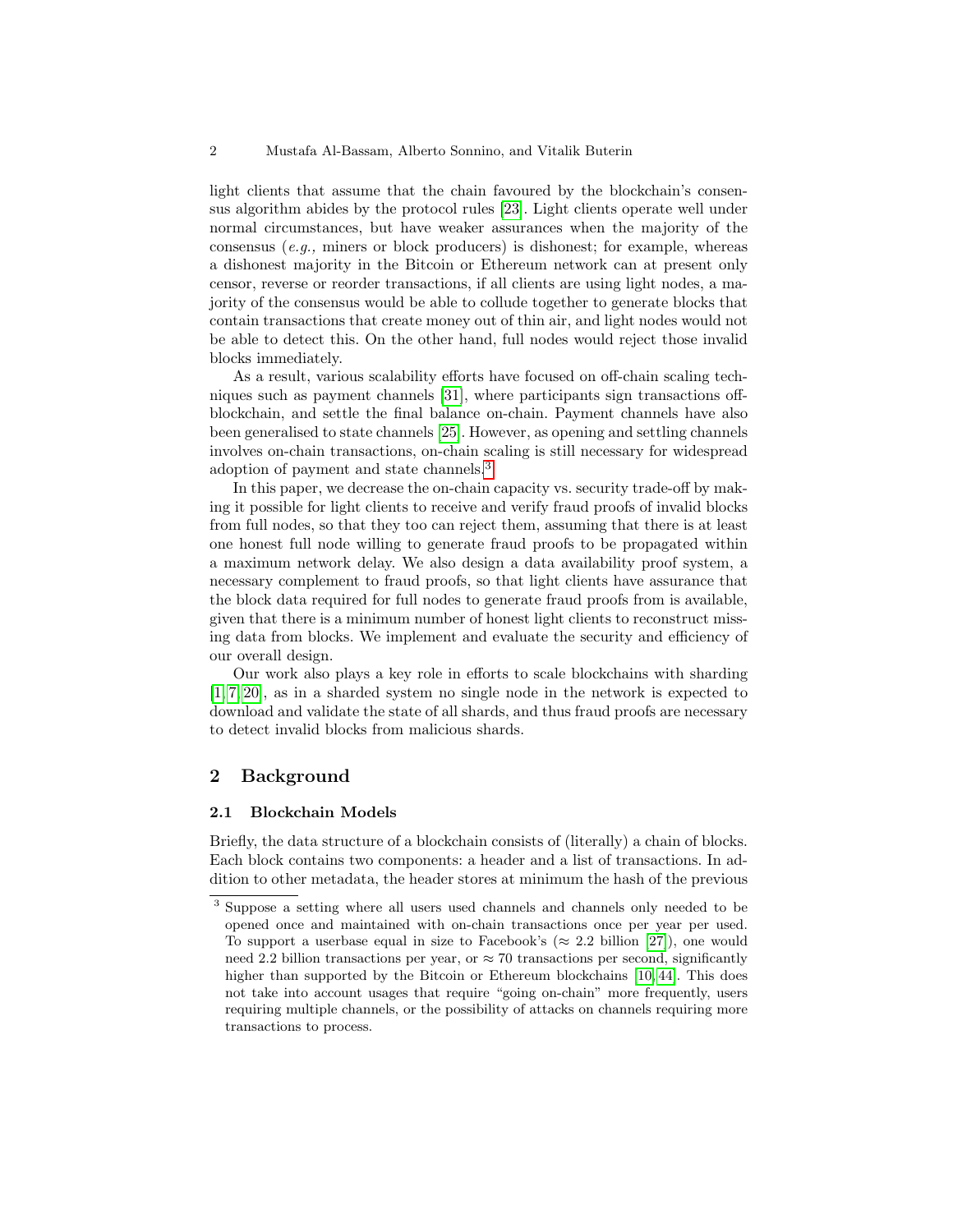light clients that assume that the chain favoured by the blockchain's consensus algorithm abides by the protocol rules [23]. Light clients operate well under normal circumstances, but have weaker assurances when the majority of the consensus (*e.g.,* miners or block producers) is dishonest; for example, whereas a dishonest majority in the Bitcoin or Ethereum network can at present only censor, reverse or reorder transactions, if all clients are using light nodes, a majority of the consensus would be able to collude together to generate blocks that contain transactions that create money out of thin air, and light nodes would not be able to detect this. On the other hand, full nodes would reject those invalid blocks immediately.

As a result, various scalability efforts have focused on off-chain scaling techniques such as payment channels [31], where participants sign transactions off-blockchain, and settle the final balance on-chain. Payment channels have also been generalised to state channels [25]. However, as opening and settling channels involves on-chain transactions, on-chain scaling is still necessary for widespread adoption of payment and state channels.[3]

In this paper, we decrease the on-chain capacity vs. security trade-off by making it possible for light clients to receive and verify fraud proofs of invalid blocks from full nodes, so that they too can reject them, assuming that there is at least one honest full node willing to generate fraud proofs to be propagated within a maximum network delay. We also design a data availability proof system, a necessary complement to fraud proofs, so that light clients have assurance that the block data required for full nodes to generate fraud proofs from is available, given that there is a minimum number of honest light clients to reconstruct missing data from blocks. We implement and evaluate the security and efficiency of our overall design.

Our work also plays a key role in efforts to scale blockchains with sharding [1,7,20], as in a sharded system no single node in the network is expected to download and validate the state of all shards, and thus fraud proofs are necessary to detect invalid blocks from malicious shards.

## 2 Background

### 2.1 Blockchain Models

Briefly, the data structure of a blockchain consists of (literally) a chain of blocks. Each block contains two components: a header and a list of transactions. In addition to other metadata, the header stores at minimum the hash of the previous

[3] Suppose a setting where all users used channels and channels only needed to be opened once and maintained with on-chain transactions once per year per used. To support a userbase equal in size to Facebook's ($\approx$ 2.2 billion [27]), one would need 2.2 billion transactions per year, or $\approx$ 70 transactions per second, significantly higher than supported by the Bitcoin or Ethereum blockchains [10,44]. This does not take into account usages that require "going on-chain" more frequently, users requiring multiple channels, or the possibility of attacks on channels requiring more transactions to process.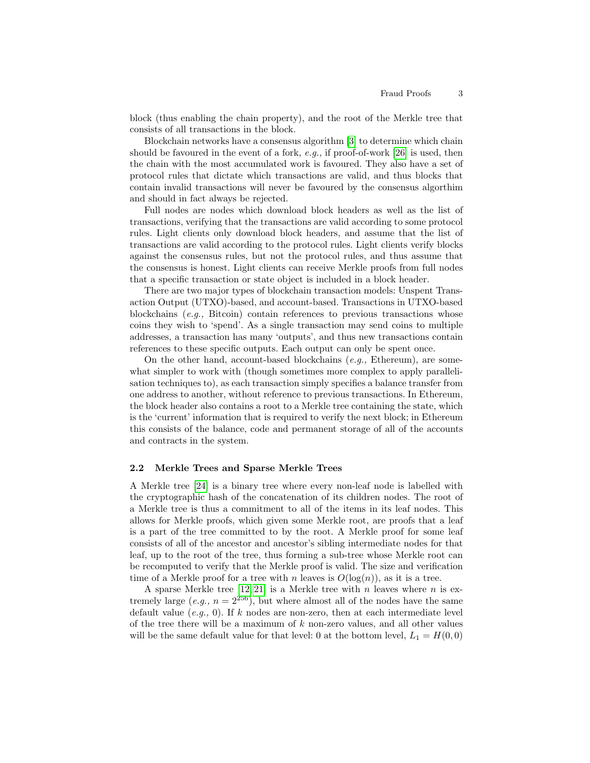block (thus enabling the chain property), and the root of the Merkle tree that consists of all transactions in the block.

Blockchain networks have a consensus algorithm [3] to determine which chain should be favoured in the event of a fork, *e.g.,* if proof-of-work [26] is used, then the chain with the most accumulated work is favoured. They also have a set of protocol rules that dictate which transactions are valid, and thus blocks that contain invalid transactions will never be favoured by the consensus algorthim and should in fact always be rejected.

Full nodes are nodes which download block headers as well as the list of transactions, verifying that the transactions are valid according to some protocol rules. Light clients only download block headers, and assume that the list of transactions are valid according to the protocol rules. Light clients verify blocks against the consensus rules, but not the protocol rules, and thus assume that the consensus is honest. Light clients can receive Merkle proofs from full nodes that a specific transaction or state object is included in a block header.

There are two major types of blockchain transaction models: Unspent Transaction Output (UTXO)-based, and account-based. Transactions in UTXO-based blockchains (*e.g.,* Bitcoin) contain references to previous transactions whose coins they wish to 'spend'. As a single transaction may send coins to multiple addresses, a transaction has many 'outputs', and thus new transactions contain references to these specific outputs. Each output can only be spent once.

On the other hand, account-based blockchains (*e.g.,* Ethereum), are somewhat simpler to work with (though sometimes more complex to apply parallelisation techniques to), as each transaction simply specifies a balance transfer from one address to another, without reference to previous transactions. In Ethereum, the block header also contains a root to a Merkle tree containing the state, which is the 'current' information that is required to verify the next block; in Ethereum this consists of the balance, code and permanent storage of all of the accounts and contracts in the system.

### 2.2 Merkle Trees and Sparse Merkle Trees

A Merkle tree [24] is a binary tree where every non-leaf node is labelled with the cryptographic hash of the concatenation of its children nodes. The root of a Merkle tree is thus a commitment to all of the items in its leaf nodes. This allows for Merkle proofs, which given some Merkle root, are proofs that a leaf is a part of the tree committed to by the root. A Merkle proof for some leaf consists of all of the ancestor and ancestor's sibling intermediate nodes for that leaf, up to the root of the tree, thus forming a sub-tree whose Merkle root can be recomputed to verify that the Merkle proof is valid. The size and verification time of a Merkle proof for a tree with $n$ leaves is $O(\log(n))$, as it is a tree.

A sparse Merkle tree [12,21] is a Merkle tree with $n$ leaves where $n$ is extremely large (*e.g.,* $n = 2^{256}$), but where almost all of the nodes have the same default value (*e.g.,* 0). If $k$ nodes are non-zero, then at each intermediate level of the tree there will be a maximum of $k$ non-zero values, and all other values will be the same default value for that level: 0 at the bottom level, $L_1 = H(0, 0)$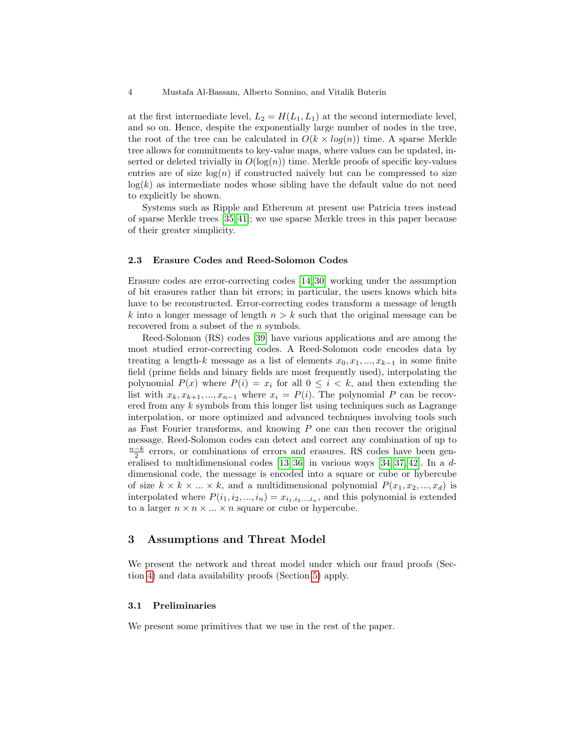at the first intermediate level, $L_2 = H(L_1, L_1)$ at the second intermediate level, and so on. Hence, despite the exponentially large number of nodes in the tree, the root of the tree can be calculated in $O(k \times log(n))$ time. A sparse Merkle tree allows for commitments to key-value maps, where values can be updated, inserted or deleted trivially in $O(\log(n))$ time. Merkle proofs of specific key-values entries are of size $\log(n)$ if constructed naively but can be compressed to size $\log(k)$ as intermediate nodes whose sibling have the default value do not need to explicitly be shown.

Systems such as Ripple and Ethereum at present use Patricia trees instead of sparse Merkle trees [35,41]; we use sparse Merkle trees in this paper because of their greater simplicity.

### 2.3 Erasure Codes and Reed-Solomon Codes

Erasure codes are error-correcting codes [14,30] working under the assumption of bit erasures rather than bit errors; in particular, the users knows which bits have to be reconstructed. Error-correcting codes transform a message of length $k$ into a longer message of length $n > k$ such that the original message can be recovered from a subset of the $n$ symbols.

Reed-Solomon (RS) codes [39] have various applications and are among the most studied error-correcting codes. A Reed-Solomon code encodes data by treating a length-$k$ message as a list of elements $x_0, x_1, ..., x_{k-1}$ in some finite field (prime fields and binary fields are most frequently used), interpolating the polynomial $P(x)$ where $P(i) = x_i$ for all $0 \leq i < k$, and then extending the list with $x_k, x_{k+1}, ..., x_{n-1}$ where $x_i = P(i)$. The polynomial $P$ can be recovered from any $k$ symbols from this longer list using techniques such as Lagrange interpolation, or more optimized and advanced techniques involving tools such as Fast Fourier transforms, and knowing $P$ one can then recover the original message. Reed-Solomon codes can detect and correct any combination of up to $\frac{n-k}{2}$ errors, or combinations of errors and erasures. RS codes have been generalised to multidimensional codes [13,36] in various ways [34,37,42]. In a $d$-dimensional code, the message is encoded into a square or cube or hybercube of size $k \times k \times ... \times k$, and a multidimensional polynomial $P(x_1, x_2, ..., x_d)$ is interpolated where $P(i_1, i_2, ..., i_n) = x_{i_1, i_2, ..., i_n}$, and this polynomial is extended to a larger $n \times n \times ... \times n$ square or cube or hypercube.

## 3 Assumptions and Threat Model

We present the network and threat model under which our fraud proofs (Section 4) and data availability proofs (Section 5) apply.

### 3.1 Preliminaries

We present some primitives that we use in the rest of the paper.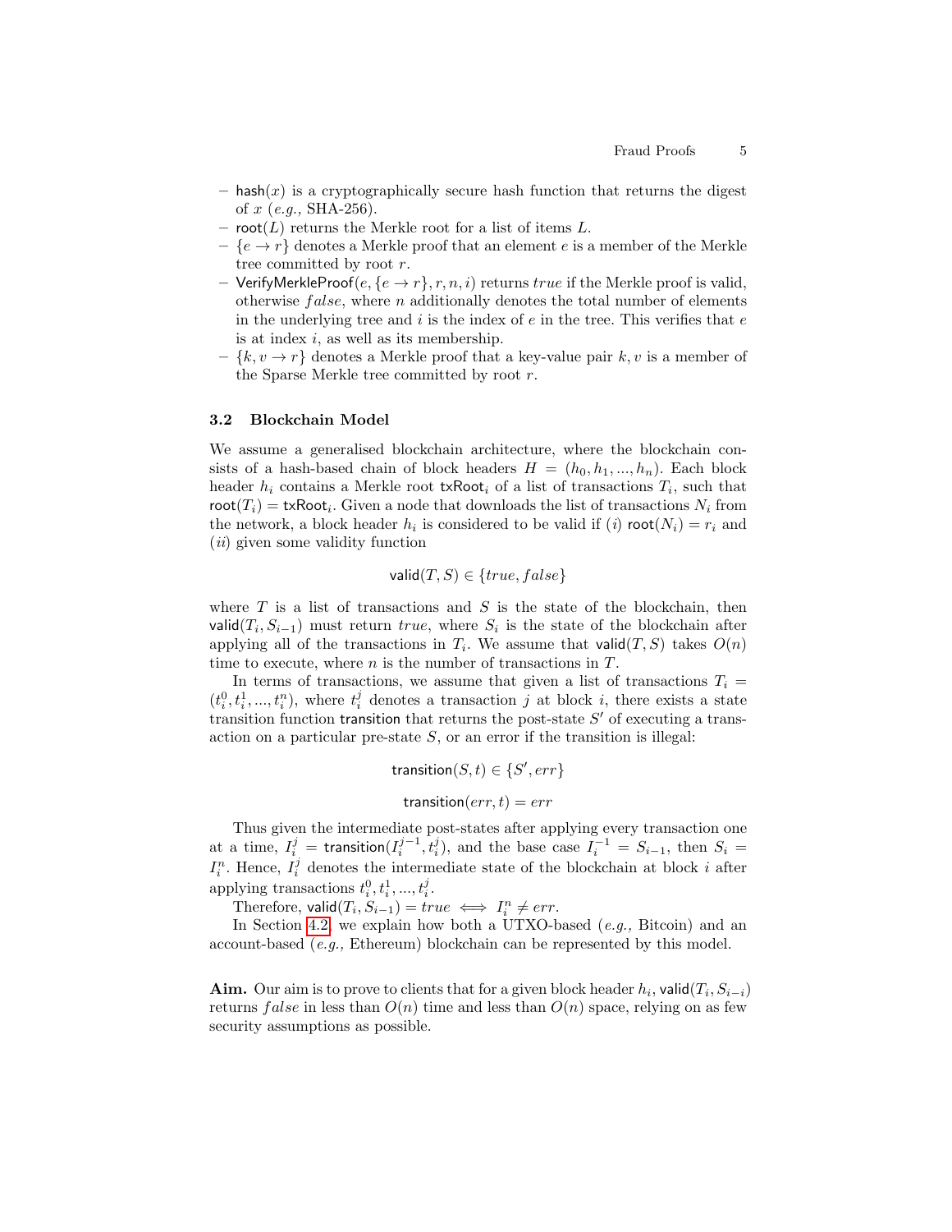- $\mathsf{hash}(x)$ is a cryptographically secure hash function that returns the digest of $x$ (*e.g.,* SHA-256).
- $\mathsf{root}(L)$ returns the Merkle root for a list of items $L$.
- $\{e \rightarrow r\}$ denotes a Merkle proof that an element $e$ is a member of the Merkle tree committed by root $r$.
- $\mathsf{VerifyMerkleProof}(e, \{e \rightarrow r\}, r, n, i)$ returns $true$ if the Merkle proof is valid, otherwise $false$, where $n$ additionally denotes the total number of elements in the underlying tree and $i$ is the index of $e$ in the tree. This verifies that $e$ is at index $i$, as well as its membership.
- $\{k, v \rightarrow r\}$ denotes a Merkle proof that a key-value pair $k, v$ is a member of the Sparse Merkle tree committed by root $r$.

### 3.2 Blockchain Model

We assume a generalised blockchain architecture, where the blockchain consists of a hash-based chain of block headers $H = (h_0, h_1, ..., h_n)$. Each block header $h_i$ contains a Merkle root $\mathsf{txRoot}_i$ of a list of transactions $T_i$, such that $\mathsf{root}(T_i) = \mathsf{txRoot}_i$. Given a node that downloads the list of transactions $N_i$ from the network, a block header $h_i$ is considered to be valid if $(i)$ $\mathsf{root}(N_i) = r_i$ and $(ii)$ given some validity function

$$\mathsf{valid}(T, S) \in \{true, false\}$$

where $T$ is a list of transactions and $S$ is the state of the blockchain, then $\mathsf{valid}(T_i, S_{i-1})$ must return $true$, where $S_i$ is the state of the blockchain after applying all of the transactions in $T_i$. We assume that $\mathsf{valid}(T, S)$ takes $O(n)$ time to execute, where $n$ is the number of transactions in $T$.

In terms of transactions, we assume that given a list of transactions $T_i = (t_i^0, t_i^1, ..., t_i^n)$, where $t_i^j$ denotes a transaction $j$ at block $i$, there exists a state transition function $\mathsf{transition}$ that returns the post-state $S'$ of executing a transaction on a particular pre-state $S$, or an error if the transition is illegal:

$$\mathsf{transition}(S, t) \in \{S', err\}$$

$$\mathsf{transition}(err, t) = err$$

Thus given the intermediate post-states after applying every transaction one at a time, $I_i^j = \mathsf{transition}(I_i^{j-1}, t_i^j)$, and the base case $I_i^{-1} = S_{i-1}$, then $S_i = I_i^n$. Hence, $I_i^j$ denotes the intermediate state of the blockchain at block $i$ after applying transactions $t_i^0, t_i^1, ..., t_i^j$.

Therefore, $\mathsf{valid}(T_i, S_{i-1}) = true \iff I_i^n \neq err$.

In Section 4.2, we explain how both a UTXO-based (*e.g.,* Bitcoin) and an account-based (*e.g.,* Ethereum) blockchain can be represented by this model.

**Aim.** Our aim is to prove to clients that for a given block header $h_i$, $\mathsf{valid}(T_i, S_{i-i})$ returns $false$ in less than $O(n)$ time and less than $O(n)$ space, relying on as few security assumptions as possible.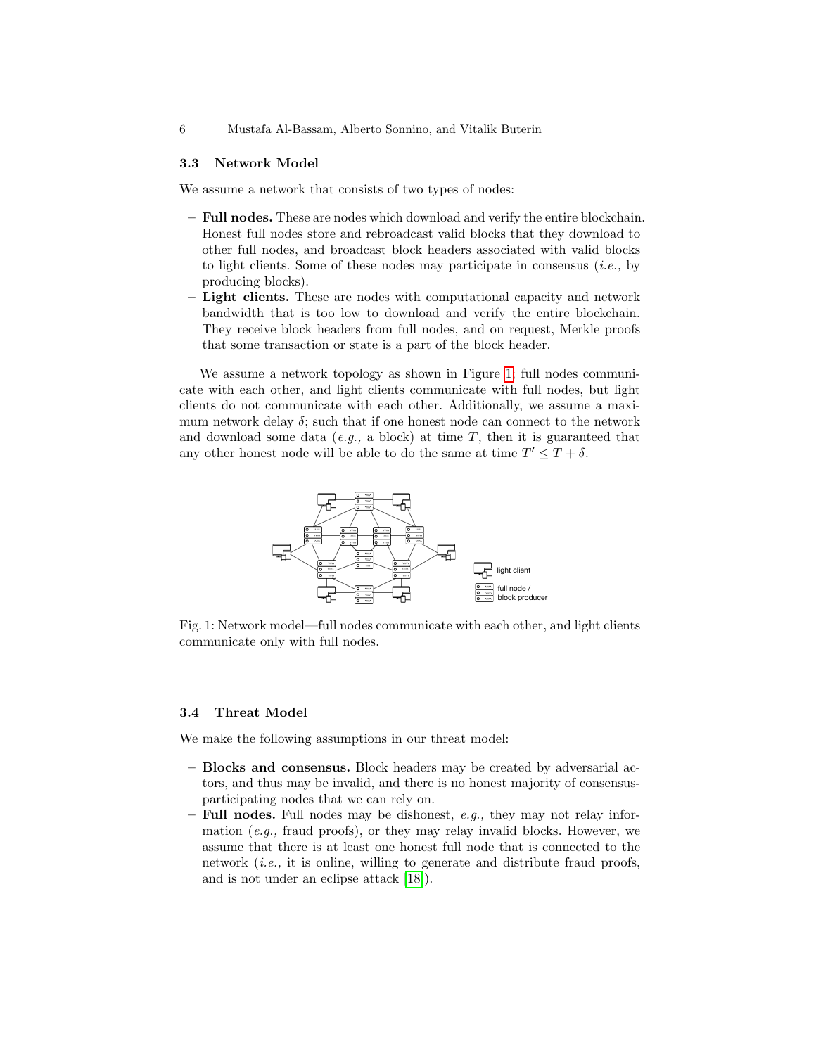### 3.3 Network Model

We assume a network that consists of two types of nodes:

- **Full nodes.** These are nodes which download and verify the entire blockchain. Honest full nodes store and rebroadcast valid blocks that they download to other full nodes, and broadcast block headers associated with valid blocks to light clients. Some of these nodes may participate in consensus (*i.e.,* by producing blocks).
- **Light clients.** These are nodes with computational capacity and network bandwidth that is too low to download and verify the entire blockchain. They receive block headers from full nodes, and on request, Merkle proofs that some transaction or state is a part of the block header.

We assume a network topology as shown in Figure 1; full nodes communicate with each other, and light clients communicate with full nodes, but light clients do not communicate with each other. Additionally, we assume a maximum network delay $\delta$; such that if one honest node can connect to the network and download some data (*e.g.,* a block) at time $T$, then it is guaranteed that any other honest node will be able to do the same at time $T' \leq T + \delta$.

Fig. 1: Network model—full nodes communicate with each other, and light clients communicate only with full nodes.

### 3.4 Threat Model

We make the following assumptions in our threat model:

- **Blocks and consensus.** Block headers may be created by adversarial actors, and thus may be invalid, and there is no honest majority of consensus-participating nodes that we can rely on.
- **Full nodes.** Full nodes may be dishonest, *e.g.,* they may not relay information (*e.g.,* fraud proofs), or they may relay invalid blocks. However, we assume that there is at least one honest full node that is connected to the network (*i.e.,* it is online, willing to generate and distribute fraud proofs, and is not under an eclipse attack [18]).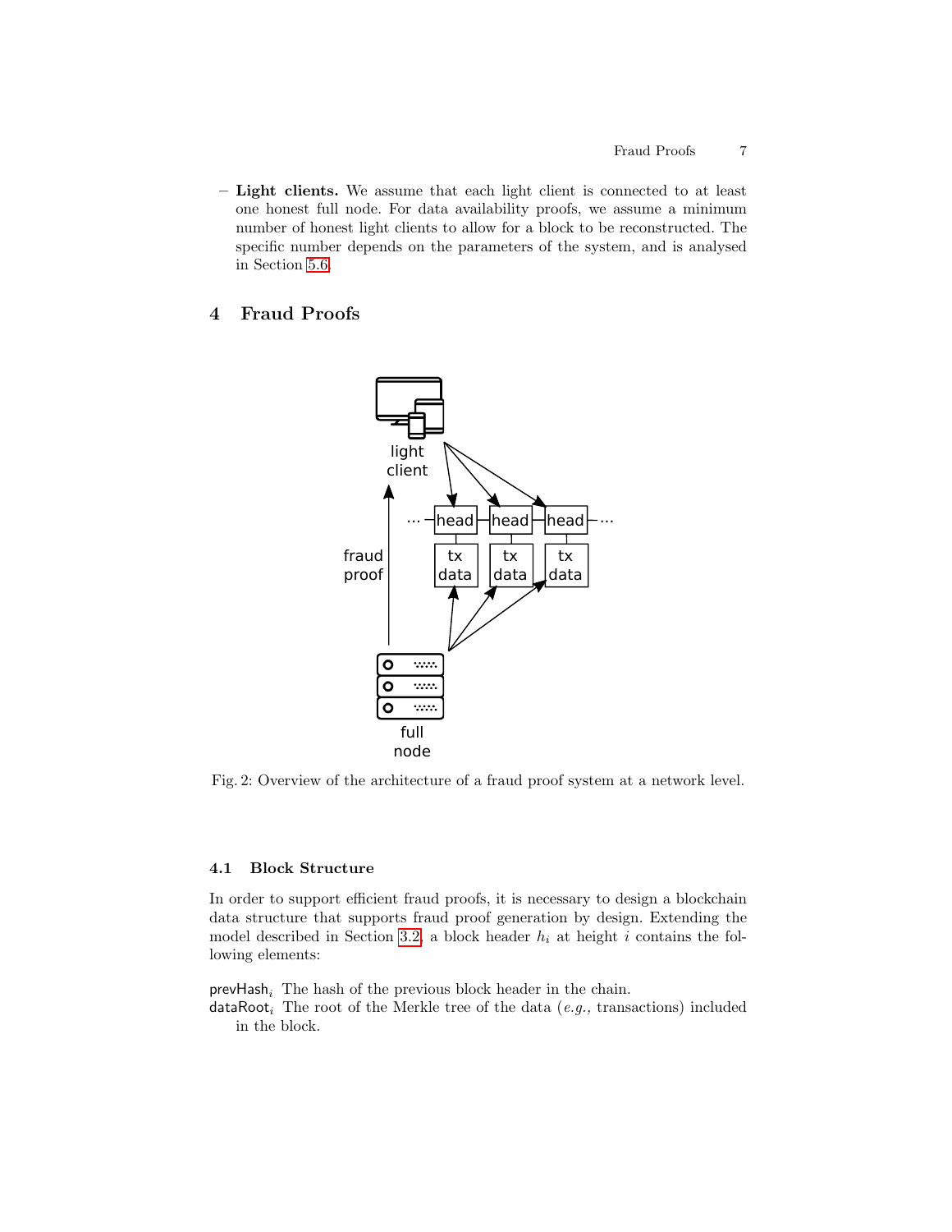– **Light clients.** We assume that each light client is connected to at least one honest full node. For data availability proofs, we assume a minimum number of honest light clients to allow for a block to be reconstructed. The specific number depends on the parameters of the system, and is analysed in Section 5.6.

## 4 Fraud Proofs

Fig. 2: Overview of the architecture of a fraud proof system at a network level.

### 4.1 Block Structure

In order to support efficient fraud proofs, it is necessary to design a blockchain data structure that supports fraud proof generation by design. Extending the model described in Section 3.2, a block header $h_i$ at height $i$ contains the following elements:

$\mathsf{prevHash}_i$ The hash of the previous block header in the chain.

$\mathsf{dataRoot}_i$ The root of the Merkle tree of the data (*e.g.*, transactions) included in the block.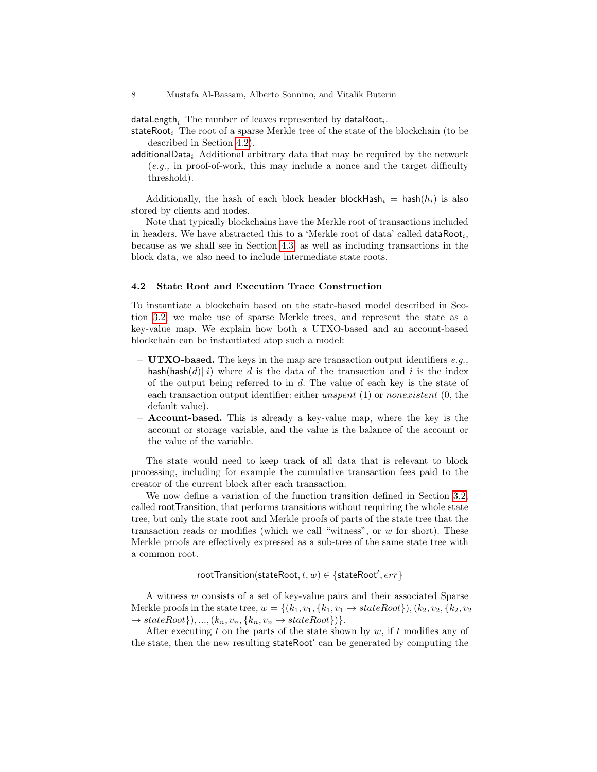$\mathsf{dataLength}_i$ The number of leaves represented by $\mathsf{dataRoot}_i$.

$\mathsf{stateRoot}_i$ The root of a sparse Merkle tree of the state of the blockchain (to be described in Section 4.2).

$\mathsf{additionalData}_i$ Additional arbitrary data that may be required by the network (*e.g.,* in proof-of-work, this may include a nonce and the target difficulty threshold).

Additionally, the hash of each block header $\mathsf{blockHash}_i = \mathsf{hash}(h_i)$ is also stored by clients and nodes.

Note that typically blockchains have the Merkle root of transactions included in headers. We have abstracted this to a 'Merkle root of data' called $\mathsf{dataRoot}_i$, because as we shall see in Section 4.3, as well as including transactions in the block data, we also need to include intermediate state roots.

### 4.2 State Root and Execution Trace Construction

To instantiate a blockchain based on the state-based model described in Section 3.2, we make use of sparse Merkle trees, and represent the state as a key-value map. We explain how both a UTXO-based and an account-based blockchain can be instantiated atop such a model:

- **UTXO-based.** The keys in the map are transaction output identifiers *e.g.,* $\mathsf{hash}(\mathsf{hash}(d)||i)$ where $d$ is the data of the transaction and $i$ is the index of the output being referred to in $d$. The value of each key is the state of each transaction output identifier: either *unspent* (1) or *nonexistent* (0, the default value).
- **Account-based.** This is already a key-value map, where the key is the account or storage variable, and the value is the balance of the account or the value of the variable.

The state would need to keep track of all data that is relevant to block processing, including for example the cumulative transaction fees paid to the creator of the current block after each transaction.

We now define a variation of the function $\mathsf{transition}$ defined in Section 3.2, called $\mathsf{rootTransition}$, that performs transitions without requiring the whole state tree, but only the state root and Merkle proofs of parts of the state tree that the transaction reads or modifies (which we call "witness", or $w$ for short). These Merkle proofs are effectively expressed as a sub-tree of the same state tree with a common root.

$$\mathsf{rootTransition}(\mathsf{stateRoot}, t, w) \in \{\mathsf{stateRoot}', err\}$$

A witness $w$ consists of a set of key-value pairs and their associated Sparse Merkle proofs in the state tree, $w = \{(k_1, v_1, \{k_1, v_1 \rightarrow stateRoot\}), (k_2, v_2, \{k_2, v_2 \rightarrow stateRoot\}), ..., (k_n, v_n, \{k_n, v_n \rightarrow stateRoot\})\}$.

After executing $t$ on the parts of the state shown by $w$, if $t$ modifies any of the state, then the new resulting $\mathsf{stateRoot}'$ can be generated by computing the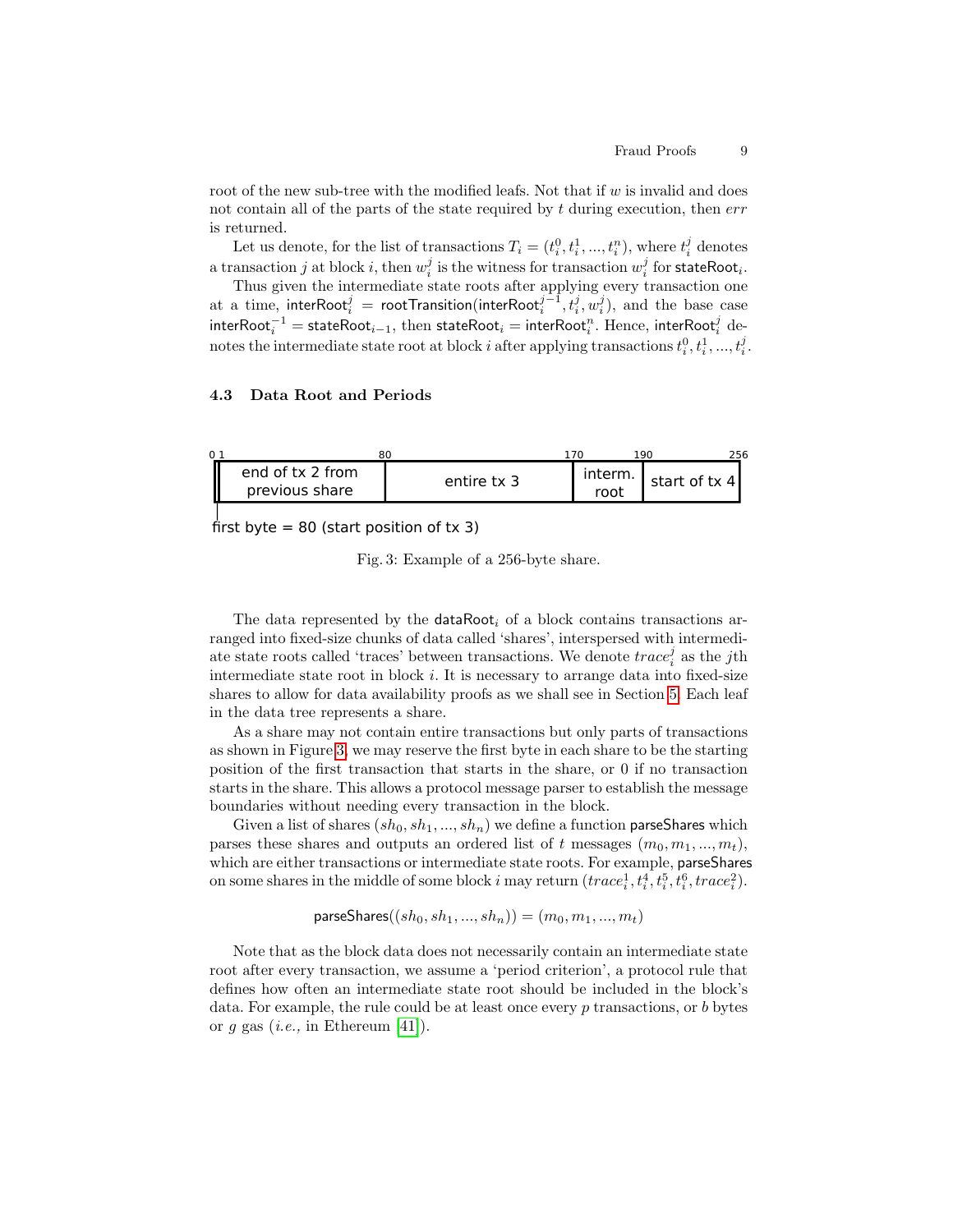root of the new sub-tree with the modified leafs. Not that if $w$ is invalid and does not contain all of the parts of the state required by $t$ during execution, then $err$ is returned.

Let us denote, for the list of transactions $T_i = (t_i^0, t_i^1, ..., t_i^n)$, where $t_i^j$ denotes a transaction $j$ at block $i$, then $w_i^j$ is the witness for transaction $w_i^j$ for $\mathsf{stateRoot}_i$.

Thus given the intermediate state roots after applying every transaction one at a time, $\mathsf{interRoot}_i^j = \mathsf{rootTransition}(\mathsf{interRoot}_i^{j-1}, t_i^j, w_i^j)$, and the base case $\mathsf{interRoot}_i^{-1} = \mathsf{stateRoot}_{i-1}$, then $\mathsf{stateRoot}_i = \mathsf{interRoot}_i^n$. Hence, $\mathsf{interRoot}_i^j$ denotes the intermediate state root at block $i$ after applying transactions $t_i^0, t_i^1, ..., t_i^j$.

### 4.3 Data Root and Periods

| 0 / 1 | 1–80 | 80–170 | 170–190 | 190–256 |
|---|---|---|---|---|
| first byte = 80 (start position of tx 3) | end of tx 2 from previous share | entire tx 3 | interm. root | start of tx 4 |

Fig. 3: Example of a 256-byte share.

The data represented by the $\mathsf{dataRoot}_i$ of a block contains transactions arranged into fixed-size chunks of data called 'shares', interspersed with intermediate state roots called 'traces' between transactions. We denote $trace_i^j$ as the $j$th intermediate state root in block $i$. It is necessary to arrange data into fixed-size shares to allow for data availability proofs as we shall see in Section 5. Each leaf in the data tree represents a share.

As a share may not contain entire transactions but only parts of transactions as shown in Figure 3, we may reserve the first byte in each share to be the starting position of the first transaction that starts in the share, or 0 if no transaction starts in the share. This allows a protocol message parser to establish the message boundaries without needing every transaction in the block.

Given a list of shares $(sh_0, sh_1, ..., sh_n)$ we define a function $\mathsf{parseShares}$ which parses these shares and outputs an ordered list of $t$ messages $(m_0, m_1, ..., m_t)$, which are either transactions or intermediate state roots. For example, $\mathsf{parseShares}$ on some shares in the middle of some block $i$ may return $(trace_i^1, t_i^4, t_i^5, t_i^6, trace_i^2)$.

$$\mathsf{parseShares}((sh_0, sh_1, ..., sh_n)) = (m_0, m_1, ..., m_t)$$

Note that as the block data does not necessarily contain an intermediate state root after every transaction, we assume a 'period criterion', a protocol rule that defines how often an intermediate state root should be included in the block's data. For example, the rule could be at least once every $p$ transactions, or $b$ bytes or $g$ gas (*i.e.,* in Ethereum [41]).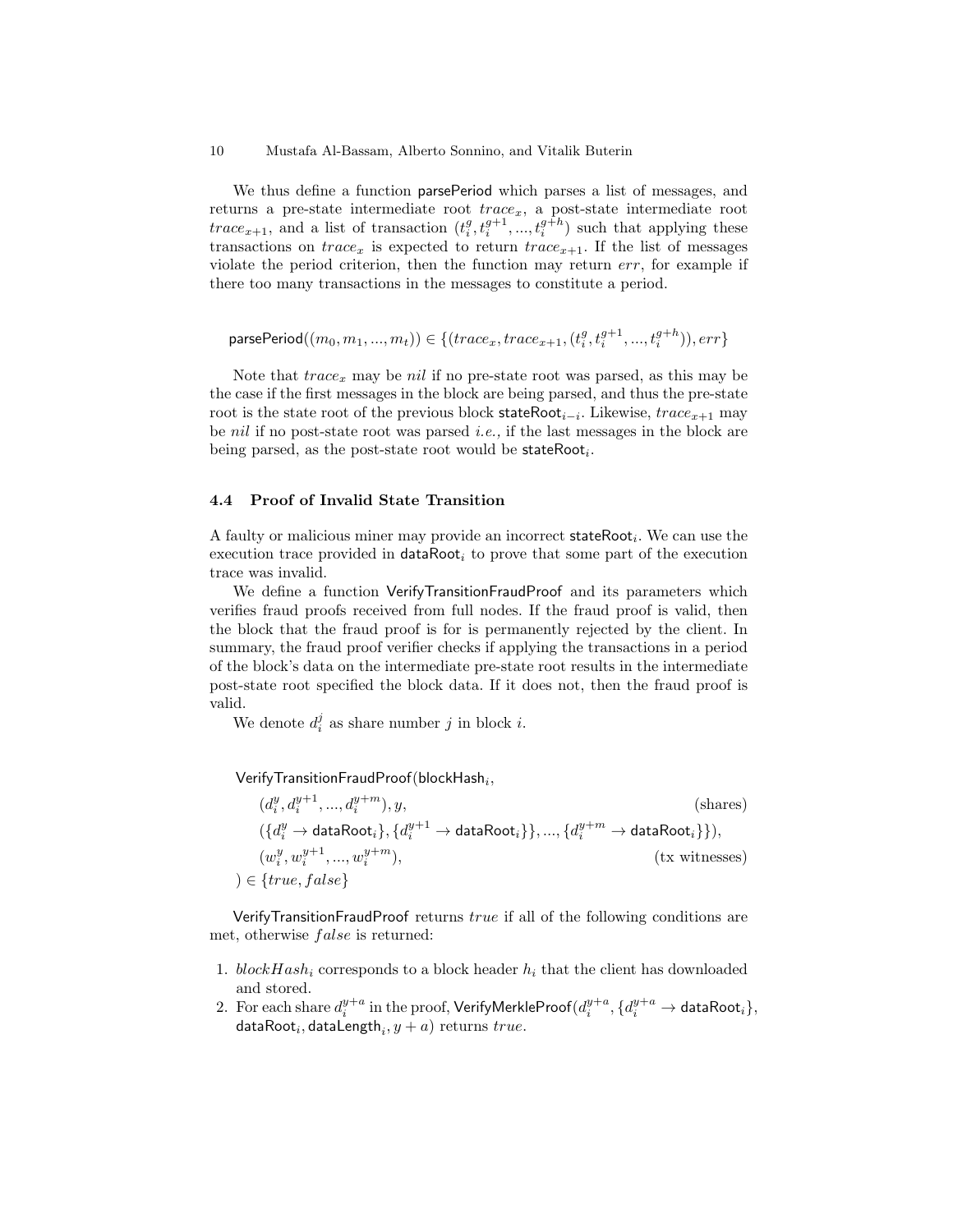We thus define a function parsePeriod which parses a list of messages, and returns a pre-state intermediate root $trace_x$, a post-state intermediate root $trace_{x+1}$, and a list of transaction $(t_i^g, t_i^{g+1}, ..., t_i^{g+h})$ such that applying these transactions on $trace_x$ is expected to return $trace_{x+1}$. If the list of messages violate the period criterion, then the function may return $err$, for example if there too many transactions in the messages to constitute a period.

$$\mathsf{parsePeriod}((m_0, m_1, ..., m_t)) \in \{(trace_x, trace_{x+1}, (t_i^g, t_i^{g+1}, ..., t_i^{g+h})), err\}$$

Note that $trace_x$ may be $nil$ if no pre-state root was parsed, as this may be the case if the first messages in the block are being parsed, and thus the pre-state root is the state root of the previous block $\mathsf{stateRoot}_{i-i}$. Likewise, $trace_{x+1}$ may be $nil$ if no post-state root was parsed *i.e.,* if the last messages in the block are being parsed, as the post-state root would be $\mathsf{stateRoot}_i$.

### 4.4 Proof of Invalid State Transition

A faulty or malicious miner may provide an incorrect $\mathsf{stateRoot}_i$. We can use the execution trace provided in $\mathsf{dataRoot}_i$ to prove that some part of the execution trace was invalid.

We define a function VerifyTransitionFraudProof and its parameters which verifies fraud proofs received from full nodes. If the fraud proof is valid, then the block that the fraud proof is for is permanently rejected by the client. In summary, the fraud proof verifier checks if applying the transactions in a period of the block's data on the intermediate pre-state root results in the intermediate post-state root specified the block data. If it does not, then the fraud proof is valid.

We denote $d_i^j$ as share number $j$ in block $i$.

$$\begin{aligned}
&\mathsf{VerifyTransitionFraudProof}(\mathsf{blockHash}_i,\\
&\quad (d_i^y, d_i^{y+1}, ..., d_i^{y+m}), y, && \text{(shares)}\\
&\quad (\{d_i^y \rightarrow \mathsf{dataRoot}_i\}, \{d_i^{y+1} \rightarrow \mathsf{dataRoot}_i\}\}, ..., \{d_i^{y+m} \rightarrow \mathsf{dataRoot}_i\}\}),\\
&\quad (w_i^y, w_i^{y+1}, ..., w_i^{y+m}), && \text{(tx witnesses)}\\
&) \in \{true, false\}
\end{aligned}$$

VerifyTransitionFraudProof returns $true$ if all of the following conditions are met, otherwise $false$ is returned:

1. $blockHash_i$ corresponds to a block header $h_i$ that the client has downloaded and stored.
2. For each share $d_i^{y+a}$ in the proof, $\mathsf{VerifyMerkleProof}(d_i^{y+a}, \{d_i^{y+a} \rightarrow \mathsf{dataRoot}_i\}, \mathsf{dataRoot}_i, \mathsf{dataLength}_i, y+a)$ returns $true$.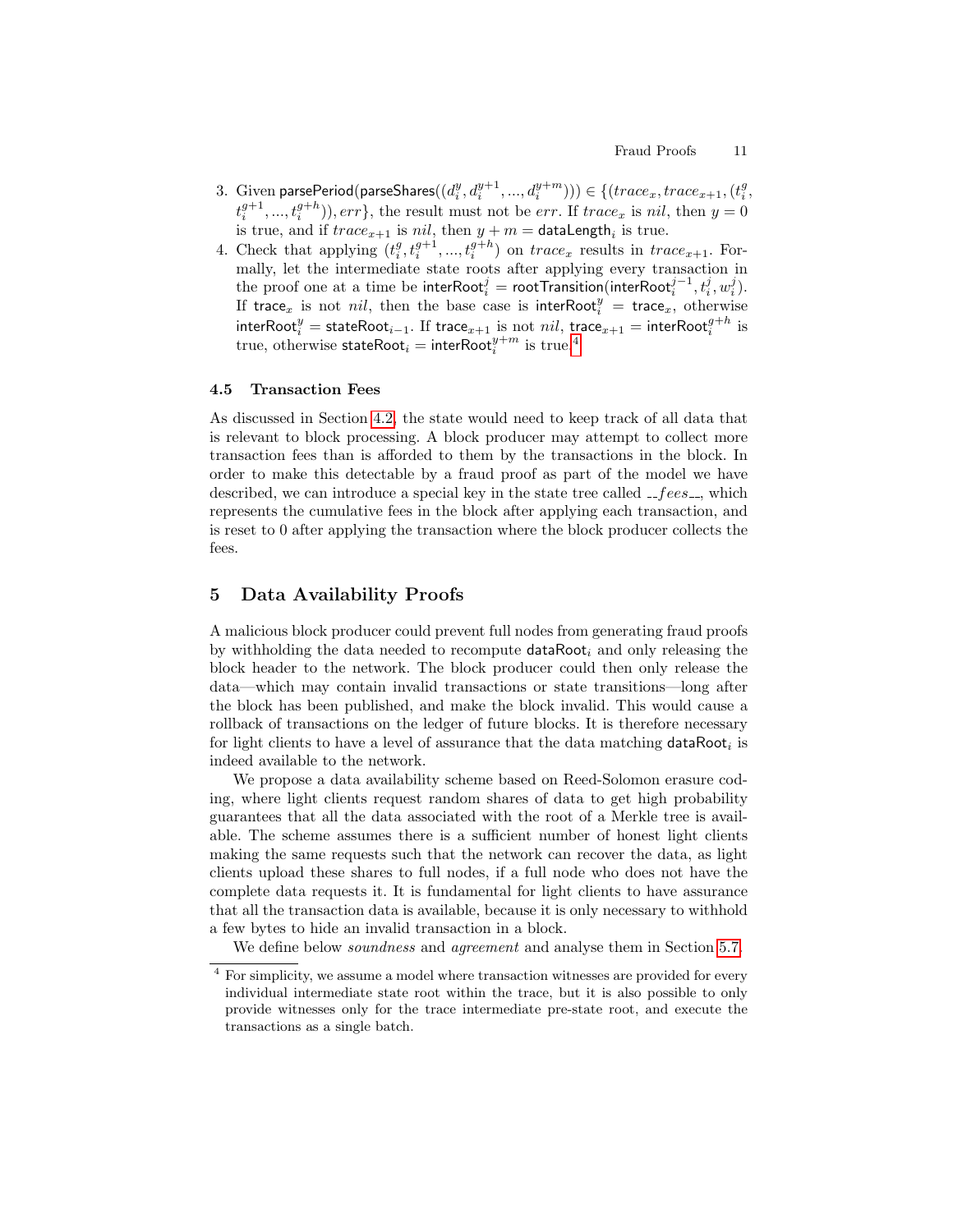3. Given $\mathsf{parsePeriod}(\mathsf{parseShares}((d_i^y, d_i^{y+1}, ..., d_i^{y+m}))) \in \{(trace_x, trace_{x+1}, (t_i^g, t_i^{g+1}, ..., t_i^{g+h})), err\}$, the result must not be $err$. If $trace_x$ is $nil$, then $y = 0$ is true, and if $trace_{x+1}$ is $nil$, then $y + m = \mathsf{dataLength}_i$ is true.
4. Check that applying $(t_i^g, t_i^{g+1}, ..., t_i^{g+h})$ on $trace_x$ results in $trace_{x+1}$. Formally, let the intermediate state roots after applying every transaction in the proof one at a time be $\mathsf{interRoot}_i^j = \mathsf{rootTransition}(\mathsf{interRoot}_i^{j-1}, t_i^j, w_i^j)$. If $\mathsf{trace}_x$ is not $nil$, then the base case is $\mathsf{interRoot}_i^y = \mathsf{trace}_x$, otherwise $\mathsf{interRoot}_i^y = \mathsf{stateRoot}_{i-1}$. If $\mathsf{trace}_{x+1}$ is not $nil$, $\mathsf{trace}_{x+1} = \mathsf{interRoot}_i^{g+h}$ is true, otherwise $\mathsf{stateRoot}_i = \mathsf{interRoot}_i^{y+m}$ is true.[4]

### 4.5 Transaction Fees

As discussed in Section 4.2, the state would need to keep track of all data that is relevant to block processing. A block producer may attempt to collect more transaction fees than is afforded to them by the transactions in the block. In order to make this detectable by a fraud proof as part of the model we have described, we can introduce a special key in the state tree called $\_\_fees\_\_$, which represents the cumulative fees in the block after applying each transaction, and is reset to 0 after applying the transaction where the block producer collects the fees.

## 5 Data Availability Proofs

A malicious block producer could prevent full nodes from generating fraud proofs by withholding the data needed to recompute $\mathsf{dataRoot}_i$ and only releasing the block header to the network. The block producer could then only release the data—which may contain invalid transactions or state transitions—long after the block has been published, and make the block invalid. This would cause a rollback of transactions on the ledger of future blocks. It is therefore necessary for light clients to have a level of assurance that the data matching $\mathsf{dataRoot}_i$ is indeed available to the network.

We propose a data availability scheme based on Reed-Solomon erasure coding, where light clients request random shares of data to get high probability guarantees that all the data associated with the root of a Merkle tree is available. The scheme assumes there is a sufficient number of honest light clients making the same requests such that the network can recover the data, as light clients upload these shares to full nodes, if a full node who does not have the complete data requests it. It is fundamental for light clients to have assurance that all the transaction data is available, because it is only necessary to withhold a few bytes to hide an invalid transaction in a block.

We define below *soundness* and *agreement* and analyse them in Section 5.7.

[4] For simplicity, we assume a model where transaction witnesses are provided for every individual intermediate state root within the trace, but it is also possible to only provide witnesses only for the trace intermediate pre-state root, and execute the transactions as a single batch.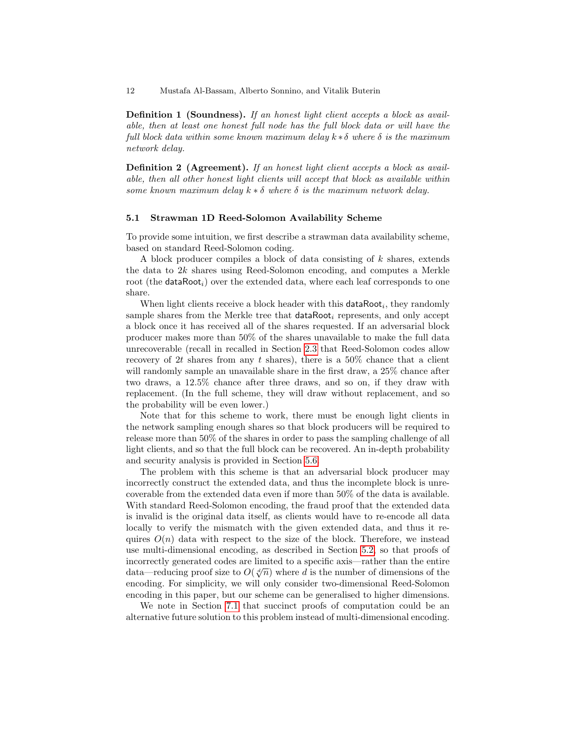**Definition 1 (Soundness).** *If an honest light client accepts a block as available, then at least one honest full node has the full block data or will have the full block data within some known maximum delay $k * \delta$ where $\delta$ is the maximum network delay.*

**Definition 2 (Agreement).** *If an honest light client accepts a block as available, then all other honest light clients will accept that block as available within some known maximum delay $k * \delta$ where $\delta$ is the maximum network delay.*

### 5.1 Strawman 1D Reed-Solomon Availability Scheme

To provide some intuition, we first describe a strawman data availability scheme, based on standard Reed-Solomon coding.

A block producer compiles a block of data consisting of $k$ shares, extends the data to $2k$ shares using Reed-Solomon encoding, and computes a Merkle root (the $\mathsf{dataRoot}_i$) over the extended data, where each leaf corresponds to one share.

When light clients receive a block header with this $\mathsf{dataRoot}_i$, they randomly sample shares from the Merkle tree that $\mathsf{dataRoot}_i$ represents, and only accept a block once it has received all of the shares requested. If an adversarial block producer makes more than 50% of the shares unavailable to make the full data unrecoverable (recall in recalled in Section 2.3 that Reed-Solomon codes allow recovery of $2t$ shares from any $t$ shares), there is a 50% chance that a client will randomly sample an unavailable share in the first draw, a 25% chance after two draws, a 12.5% chance after three draws, and so on, if they draw with replacement. (In the full scheme, they will draw without replacement, and so the probability will be even lower.)

Note that for this scheme to work, there must be enough light clients in the network sampling enough shares so that block producers will be required to release more than 50% of the shares in order to pass the sampling challenge of all light clients, and so that the full block can be recovered. An in-depth probability and security analysis is provided in Section 5.6.

The problem with this scheme is that an adversarial block producer may incorrectly construct the extended data, and thus the incomplete block is unrecoverable from the extended data even if more than 50% of the data is available. With standard Reed-Solomon encoding, the fraud proof that the extended data is invalid is the original data itself, as clients would have to re-encode all data locally to verify the mismatch with the given extended data, and thus it requires $O(n)$ data with respect to the size of the block. Therefore, we instead use multi-dimensional encoding, as described in Section 5.2, so that proofs of incorrectly generated codes are limited to a specific axis—rather than the entire data—reducing proof size to $O(\sqrt[d]{n})$ where $d$ is the number of dimensions of the encoding. For simplicity, we will only consider two-dimensional Reed-Solomon encoding in this paper, but our scheme can be generalised to higher dimensions.

We note in Section 7.1 that succinct proofs of computation could be an alternative future solution to this problem instead of multi-dimensional encoding.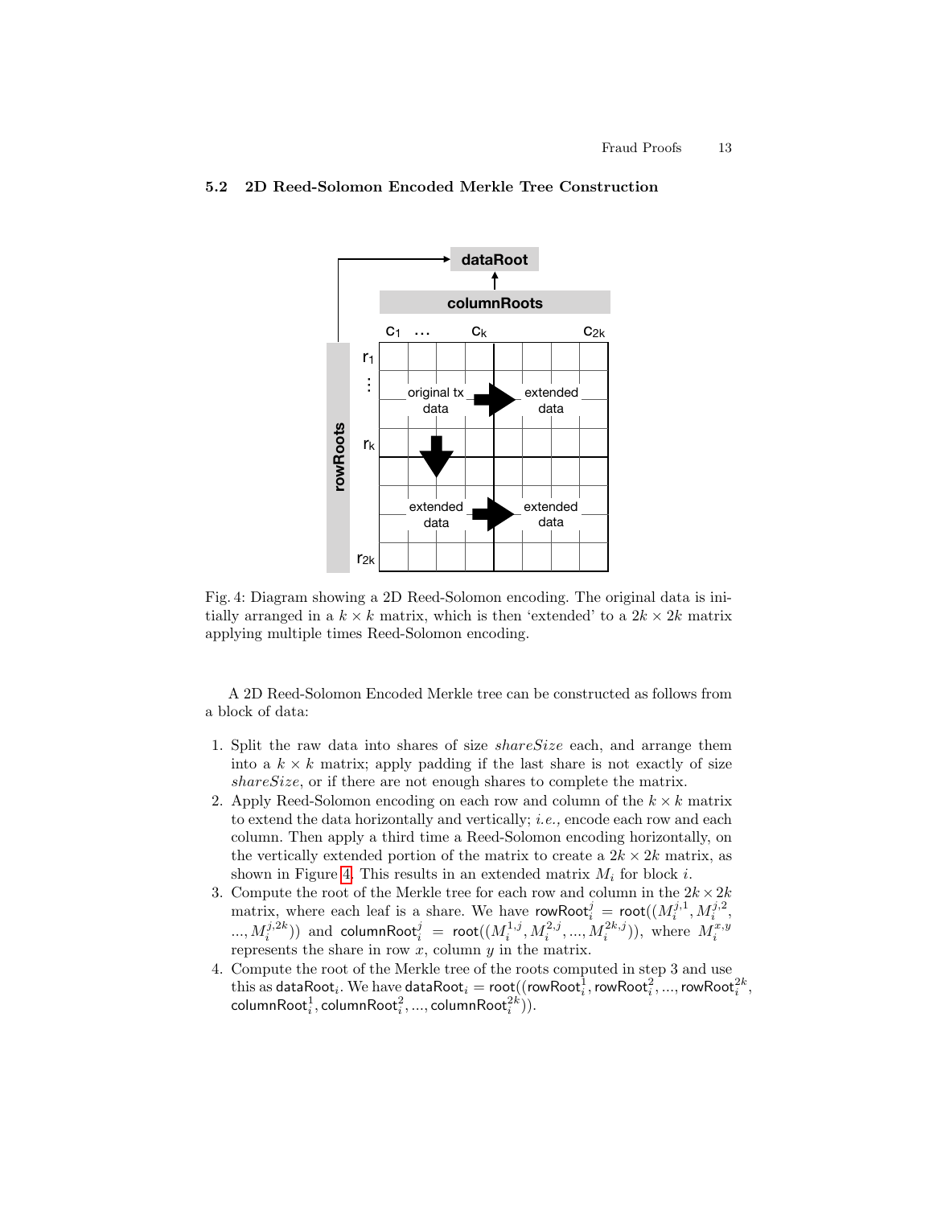### 5.2 2D Reed-Solomon Encoded Merkle Tree Construction

Fig. 4: Diagram showing a 2D Reed-Solomon encoding. The original data is initially arranged in a $k \times k$ matrix, which is then 'extended' to a $2k \times 2k$ matrix applying multiple times Reed-Solomon encoding.

A 2D Reed-Solomon Encoded Merkle tree can be constructed as follows from a block of data:

1. Split the raw data into shares of size *shareSize* each, and arrange them into a $k \times k$ matrix; apply padding if the last share is not exactly of size *shareSize*, or if there are not enough shares to complete the matrix.
2. Apply Reed-Solomon encoding on each row and column of the $k \times k$ matrix to extend the data horizontally and vertically; *i.e.,* encode each row and each column. Then apply a third time a Reed-Solomon encoding horizontally, on the vertically extended portion of the matrix to create a $2k \times 2k$ matrix, as shown in Figure 4. This results in an extended matrix $M_i$ for block $i$.
3. Compute the root of the Merkle tree for each row and column in the $2k \times 2k$ matrix, where each leaf is a share. We have $\mathsf{rowRoot}_i^j = \mathsf{root}((M_i^{j,1}, M_i^{j,2}, ..., M_i^{j,2k}))$ and $\mathsf{columnRoot}_i^j = \mathsf{root}((M_i^{1,j}, M_i^{2,j}, ..., M_i^{2k,j}))$, where $M_i^{x,y}$ represents the share in row $x$, column $y$ in the matrix.
4. Compute the root of the Merkle tree of the roots computed in step 3 and use this as $\mathsf{dataRoot}_i$. We have $\mathsf{dataRoot}_i = \mathsf{root}((\mathsf{rowRoot}_i^1, \mathsf{rowRoot}_i^2, ..., \mathsf{rowRoot}_i^{2k}, \mathsf{columnRoot}_i^1, \mathsf{columnRoot}_i^2, ..., \mathsf{columnRoot}_i^{2k}))$.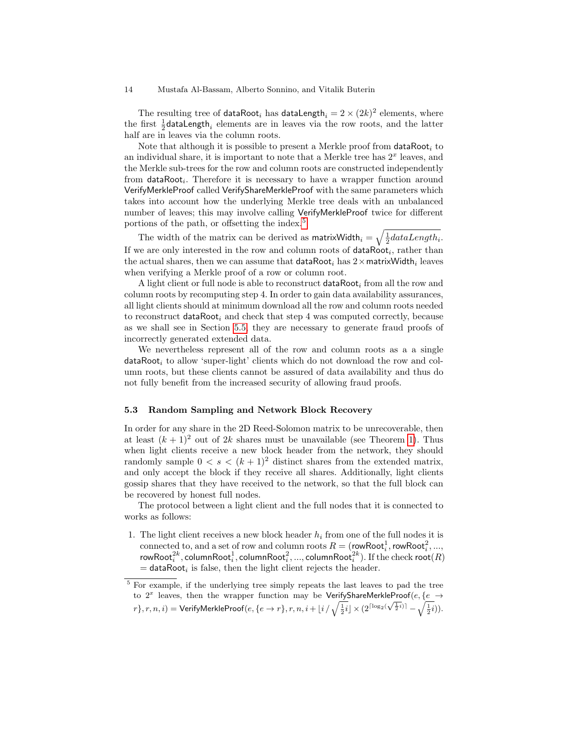The resulting tree of $\mathsf{dataRoot}_i$ has $\mathsf{dataLength}_i = 2 \times (2k)^2$ elements, where the first $\frac{1}{2}\mathsf{dataLength}_i$ elements are in leaves via the row roots, and the latter half are in leaves via the column roots.

Note that although it is possible to present a Merkle proof from $\mathsf{dataRoot}_i$ to an individual share, it is important to note that a Merkle tree has $2^x$ leaves, and the Merkle sub-trees for the row and column roots are constructed independently from $\mathsf{dataRoot}_i$. Therefore it is necessary to have a wrapper function around VerifyMerkleProof called VerifyShareMerkleProof with the same parameters which takes into account how the underlying Merkle tree deals with an unbalanced number of leaves; this may involve calling VerifyMerkleProof twice for different portions of the path, or offsetting the index.[5]

The width of the matrix can be derived as $\mathsf{matrixWidth}_i = \sqrt{\frac{1}{2}dataLength_i}$. If we are only interested in the row and column roots of $\mathsf{dataRoot}_i$, rather than the actual shares, then we can assume that $\mathsf{dataRoot}_i$ has $2 \times \mathsf{matrixWidth}_i$ leaves when verifying a Merkle proof of a row or column root.

A light client or full node is able to reconstruct $\mathsf{dataRoot}_i$ from all the row and column roots by recomputing step 4. In order to gain data availability assurances, all light clients should at minimum download all the row and column roots needed to reconstruct $\mathsf{dataRoot}_i$ and check that step 4 was computed correctly, because as we shall see in Section 5.5, they are necessary to generate fraud proofs of incorrectly generated extended data.

We nevertheless represent all of the row and column roots as a a single $\mathsf{dataRoot}_i$ to allow 'super-light' clients which do not download the row and column roots, but these clients cannot be assured of data availability and thus do not fully benefit from the increased security of allowing fraud proofs.

### 5.3 Random Sampling and Network Block Recovery

In order for any share in the 2D Reed-Solomon matrix to be unrecoverable, then at least $(k+1)^2$ out of $2k$ shares must be unavailable (see Theorem 1). Thus when light clients receive a new block header from the network, they should randomly sample $0 < s < (k+1)^2$ distinct shares from the extended matrix, and only accept the block if they receive all shares. Additionally, light clients gossip shares that they have received to the network, so that the full block can be recovered by honest full nodes.

The protocol between a light client and the full nodes that it is connected to works as follows:

1. The light client receives a new block header $h_i$ from one of the full nodes it is connected to, and a set of row and column roots $R = (\mathsf{rowRoot}_i^1, \mathsf{rowRoot}_i^2, ..., \mathsf{rowRoot}_i^{2k}, \mathsf{columnRoot}_i^1, \mathsf{columnRoot}_i^2, ..., \mathsf{columnRoot}_i^{2k})$. If the check $\mathsf{root}(R) = \mathsf{dataRoot}_i$ is false, then the light client rejects the header.

[5] For example, if the underlying tree simply repeats the last leaves to pad the tree to $2^x$ leaves, then the wrapper function may be $\mathsf{VerifyShareMerkleProof}(e, \{e \rightarrow r\}, r, n, i) = \mathsf{VerifyMerkleProof}(e, \{e \rightarrow r\}, r, n, i + \lfloor i \,/ \sqrt{\frac{1}{2}i} \rfloor \times (2^{\lceil \log_2(\sqrt{\frac{1}{2}i}) \rceil} - \sqrt{\frac{1}{2}i}))$.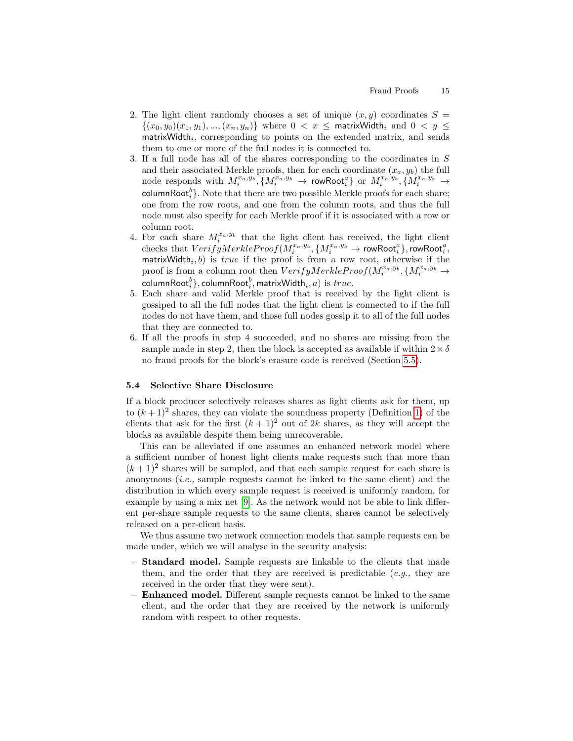2. The light client randomly chooses a set of unique $(x, y)$ coordinates $S = \{(x_0, y_0)(x_1, y_1), ..., (x_n, y_n)\}$ where $0 < x \leq \mathsf{matrixWidth}_i$ and $0 < y \leq \mathsf{matrixWidth}_i$, corresponding to points on the extended matrix, and sends them to one or more of the full nodes it is connected to.
3. If a full node has all of the shares corresponding to the coordinates in $S$ and their associated Merkle proofs, then for each coordinate $(x_a, y_b)$ the full node responds with $M_i^{x_a,y_b}, \{M_i^{x_a,y_b} \rightarrow \mathsf{rowRoot}_i^a\}$ or $M_i^{x_a,y_b}, \{M_i^{x_a,y_b} \rightarrow \mathsf{columnRoot}_i^b\}$. Note that there are two possible Merkle proofs for each share; one from the row roots, and one from the column roots, and thus the full node must also specify for each Merkle proof if it is associated with a row or column root.
4. For each share $M_i^{x_a,y_b}$ that the light client has received, the light client checks that $VerifyMerkleProof(M_i^{x_a,y_b}, \{M_i^{x_a,y_b} \rightarrow \mathsf{rowRoot}_i^a\}, \mathsf{rowRoot}_i^a, \mathsf{matrixWidth}_i, b)$ is $true$ if the proof is from a row root, otherwise if the proof is from a column root then $VerifyMerkleProof(M_i^{x_a,y_b}, \{M_i^{x_a,y_b} \rightarrow \mathsf{columnRoot}_i^b\}, \mathsf{columnRoot}_i^b, \mathsf{matrixWidth}_i, a)$ is $true$.
5. Each share and valid Merkle proof that is received by the light client is gossiped to all the full nodes that the light client is connected to if the full nodes do not have them, and those full nodes gossip it to all of the full nodes that they are connected to.
6. If all the proofs in step 4 succeeded, and no shares are missing from the sample made in step 2, then the block is accepted as available if within $2 \times \delta$ no fraud proofs for the block's erasure code is received (Section 5.5).

### 5.4 Selective Share Disclosure

If a block producer selectively releases shares as light clients ask for them, up to $(k+1)^2$ shares, they can violate the soundness property (Definition 1) of the clients that ask for the first $(k+1)^2$ out of $2k$ shares, as they will accept the blocks as available despite them being unrecoverable.

This can be alleviated if one assumes an enhanced network model where a sufficient number of honest light clients make requests such that more than $(k+1)^2$ shares will be sampled, and that each sample request for each share is anonymous (*i.e.,* sample requests cannot be linked to the same client) and the distribution in which every sample request is received is uniformly random, for example by using a mix net [9]. As the network would not be able to link different per-share sample requests to the same clients, shares cannot be selectively released on a per-client basis.

We thus assume two network connection models that sample requests can be made under, which we will analyse in the security analysis:

- **Standard model.** Sample requests are linkable to the clients that made them, and the order that they are received is predictable (*e.g.,* they are received in the order that they were sent).
- **Enhanced model.** Different sample requests cannot be linked to the same client, and the order that they are received by the network is uniformly random with respect to other requests.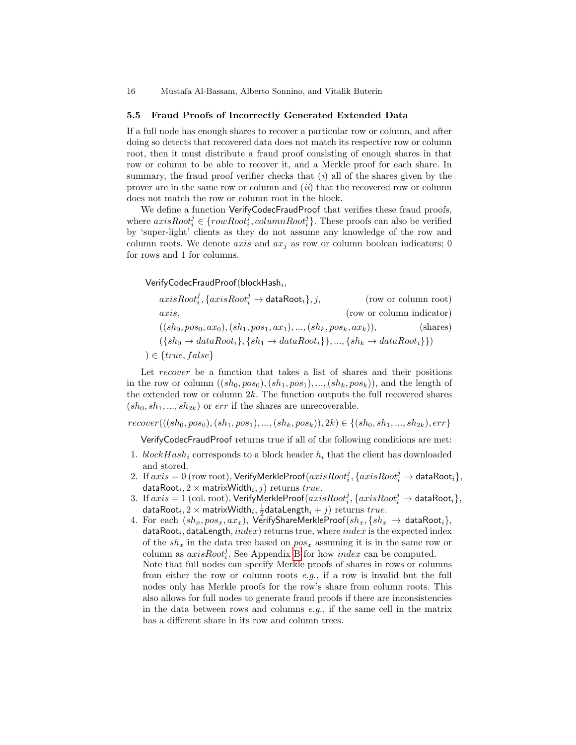### 5.5 Fraud Proofs of Incorrectly Generated Extended Data

If a full node has enough shares to recover a particular row or column, and after doing so detects that recovered data does not match its respective row or column root, then it must distribute a fraud proof consisting of enough shares in that row or column to be able to recover it, and a Merkle proof for each share. In summary, the fraud proof verifier checks that (*i*) all of the shares given by the prover are in the same row or column and (*ii*) that the recovered row or column does not match the row or column root in the block.

We define a function VerifyCodecFraudProof that verifies these fraud proofs, where $axisRoot_i^j \in \{rowRoot_i^j, columnRoot_i^j\}$. These proofs can also be verified by 'super-light' clients as they do not assume any knowledge of the row and column roots. We denote $axis$ and $ax_j$ as row or column boolean indicators; 0 for rows and 1 for columns.

$$
\begin{aligned}
&\mathsf{VerifyCodecFraudProof}(\mathsf{blockHash}_i,\\
&\quad axisRoot_i^j, \{axisRoot_i^j \rightarrow \mathsf{dataRoot}_i\}, j, && \text{(row or column root)}\\
&\quad axis, && \text{(row or column indicator)}\\
&\quad ((sh_0, pos_0, ax_0), (sh_1, pos_1, ax_1), ..., (sh_k, pos_k, ax_k)), && \text{(shares)}\\
&\quad (\{sh_0 \rightarrow dataRoot_i\}, \{sh_1 \rightarrow dataRoot_i\}\}, ..., \{sh_k \rightarrow dataRoot_i\}\})\\
&) \in \{true, false\}
\end{aligned}
$$

Let $recover$ be a function that takes a list of shares and their positions in the row or column $((sh_0, pos_0), (sh_1, pos_1), ..., (sh_k, pos_k))$, and the length of the extended row or column $2k$. The function outputs the full recovered shares $(sh_0, sh_1, ..., sh_{2k})$ or $err$ if the shares are unrecoverable.

$$recover(((sh_0, pos_0), (sh_1, pos_1), ..., (sh_k, pos_k)), 2k) \in \{(sh_0, sh_1, ..., sh_{2k}), err\}$$

VerifyCodecFraudProof returns true if all of the following conditions are met:

1. $blockHash_i$ corresponds to a block header $h_i$ that the client has downloaded and stored.
2. If $axis = 0$ (row root), $\mathsf{VerifyMerkleProof}(axisRoot_i^j, \{axisRoot_i^j \rightarrow \mathsf{dataRoot}_i\}, \mathsf{dataRoot}_i, 2 \times \mathsf{matrixWidth}_i, j)$ returns $true$.
3. If $axis = 1$ (col. root), $\mathsf{VerifyMerkleProof}(axisRoot_i^j, \{axisRoot_i^j \rightarrow \mathsf{dataRoot}_i\}, \mathsf{dataRoot}_i, 2 \times \mathsf{matrixWidth}_i, \frac{1}{2}\mathsf{dataLength}_i + j)$ returns $true$.
4. For each $(sh_x, pos_x, ax_x)$, $\mathsf{VerifyShareMerkleProof}(sh_x, \{sh_x \rightarrow \mathsf{dataRoot}_i\}, \mathsf{dataRoot}_i, \mathsf{dataLength}, index)$ returns true, where $index$ is the expected index of the $sh_x$ in the data tree based on $pos_x$ assuming it is in the same row or column as $axisRoot_i^j$. See Appendix B for how $index$ can be computed. Note that full nodes can specify Merkle proofs of shares in rows or columns from either the row or column roots *e.g.,* if a row is invalid but the full nodes only has Merkle proofs for the row's share from column roots. This also allows for full nodes to generate fraud proofs if there are inconsistencies in the data between rows and columns *e.g.,* if the same cell in the matrix has a different share in its row and column trees.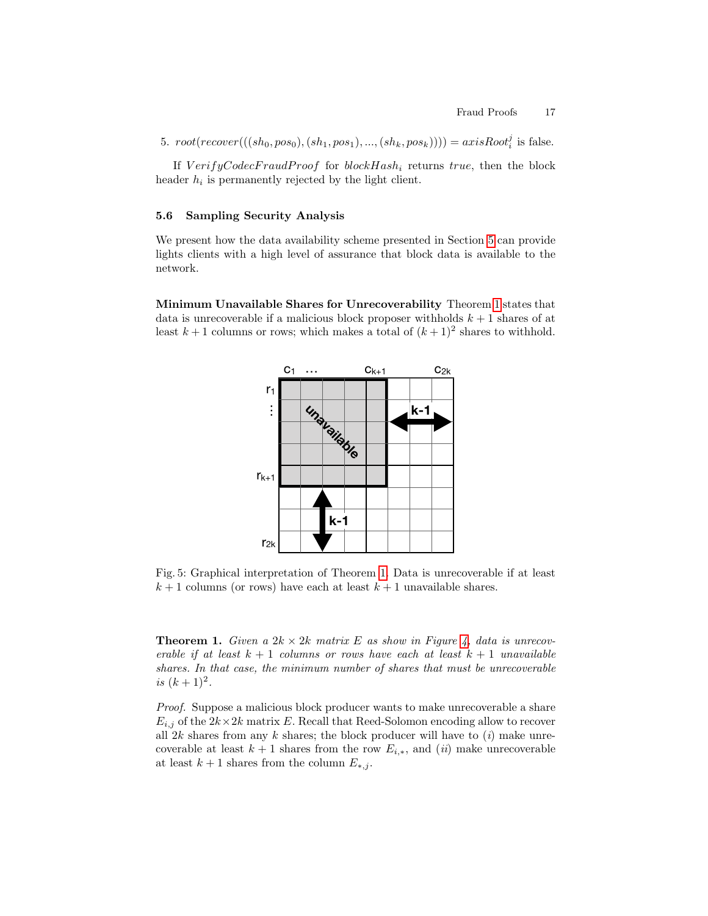5. $root(recover(((sh_0, pos_0), (sh_1, pos_1), ..., (sh_k, pos_k)))) = axisRoot_i^j$ is false.

If $VerifyCodecFraudProof$ for $blockHash_i$ returns $true$, then the block header $h_i$ is permanently rejected by the light client.

### 5.6 Sampling Security Analysis

We present how the data availability scheme presented in Section 5 can provide lights clients with a high level of assurance that block data is available to the network.

**Minimum Unavailable Shares for Unrecoverability** Theorem 1 states that data is unrecoverable if a malicious block proposer withholds $k+1$ shares of at least $k+1$ columns or rows; which makes a total of $(k+1)^2$ shares to withhold.

Fig. 5: Graphical interpretation of Theorem 1. Data is unrecoverable if at least $k+1$ columns (or rows) have each at least $k+1$ unavailable shares.

**Theorem 1.** *Given a $2k \times 2k$ matrix $E$ as show in Figure 4, data is unrecoverable if at least $k+1$ columns or rows have each at least $k+1$ unavailable shares. In that case, the minimum number of shares that must be unrecoverable is $(k+1)^2$.*

*Proof.* Suppose a malicious block producer wants to make unrecoverable a share $E_{i,j}$ of the $2k \times 2k$ matrix $E$. Recall that Reed-Solomon encoding allow to recover all $2k$ shares from any $k$ shares; the block producer will have to $(i)$ make unrecoverable at least $k+1$ shares from the row $E_{i,*}$, and $(ii)$ make unrecoverable at least $k+1$ shares from the column $E_{*,j}$.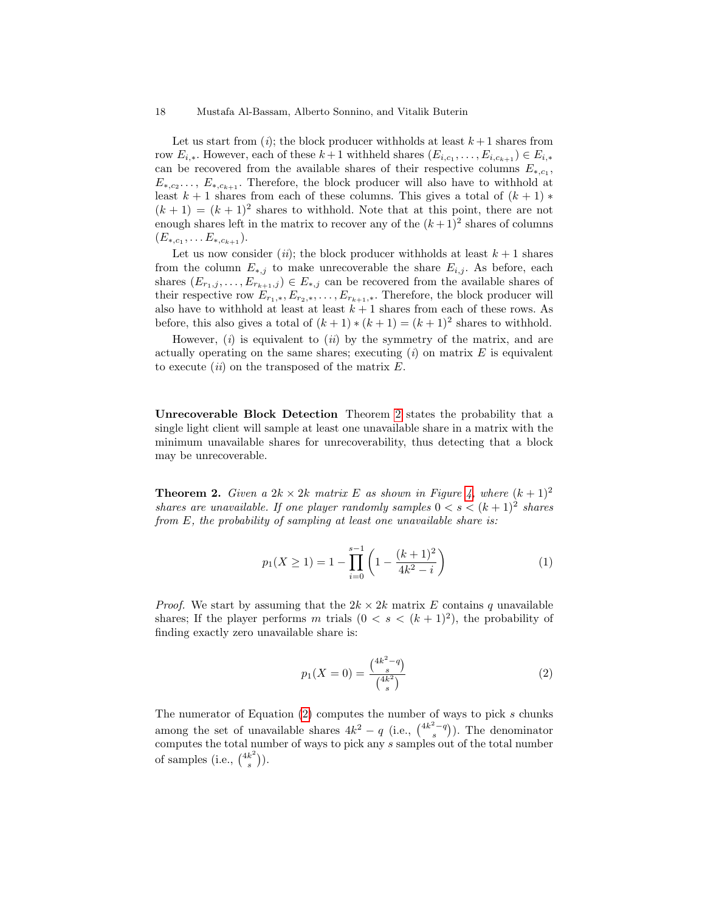Let us start from ($i$); the block producer withholds at least $k+1$ shares from row $E_{i,*}$. However, each of these $k+1$ withheld shares $(E_{i,c_1}, \ldots, E_{i,c_{k+1}}) \in E_{i,*}$ can be recovered from the available shares of their respective columns $E_{*,c_1}$, $E_{*,c_2} \ldots$, $E_{*,c_{k+1}}$. Therefore, the block producer will also have to withhold at least $k+1$ shares from each of these columns. This gives a total of $(k+1) * (k+1) = (k+1)^2$ shares to withhold. Note that at this point, there are not enough shares left in the matrix to recover any of the $(k+1)^2$ shares of columns $(E_{*,c_1}, \ldots E_{*,c_{k+1}})$.

Let us now consider ($ii$); the block producer withholds at least $k+1$ shares from the column $E_{*,j}$ to make unrecoverable the share $E_{i,j}$. As before, each shares $(E_{r_1,j}, \ldots, E_{r_{k+1},j}) \in E_{*,j}$ can be recovered from the available shares of their respective row $E_{r_1,*}, E_{r_2,*}, \ldots, E_{r_{k+1},*}$. Therefore, the block producer will also have to withhold at least at least $k+1$ shares from each of these rows. As before, this also gives a total of $(k+1) * (k+1) = (k+1)^2$ shares to withhold.

However, ($i$) is equivalent to ($ii$) by the symmetry of the matrix, and are actually operating on the same shares; executing ($i$) on matrix $E$ is equivalent to execute ($ii$) on the transposed of the matrix $E$.

**Unrecoverable Block Detection** Theorem 2 states the probability that a single light client will sample at least one unavailable share in a matrix with the minimum unavailable shares for unrecoverability, thus detecting that a block may be unrecoverable.

**Theorem 2.** *Given a $2k \times 2k$ matrix $E$ as shown in Figure 4, where $(k+1)^2$ shares are unavailable. If one player randomly samples $0 < s < (k+1)^2$ shares from $E$, the probability of sampling at least one unavailable share is:*

$$p_1(X \geq 1) = 1 - \prod_{i=0}^{s-1} \left(1 - \frac{(k+1)^2}{4k^2 - i}\right) \tag{1}$$

*Proof.* We start by assuming that the $2k \times 2k$ matrix $E$ contains $q$ unavailable shares; If the player performs $m$ trials $(0 < s < (k+1)^2)$, the probability of finding exactly zero unavailable share is:

$$p_1(X = 0) = \frac{\binom{4k^2 - q}{s}}{\binom{4k^2}{s}} \tag{2}$$

The numerator of Equation (2) computes the number of ways to pick $s$ chunks among the set of unavailable shares $4k^2 - q$ (i.e., $\binom{4k^2-q}{s}$). The denominator computes the total number of ways to pick any $s$ samples out of the total number of samples (i.e., $\binom{4k^2}{s}$).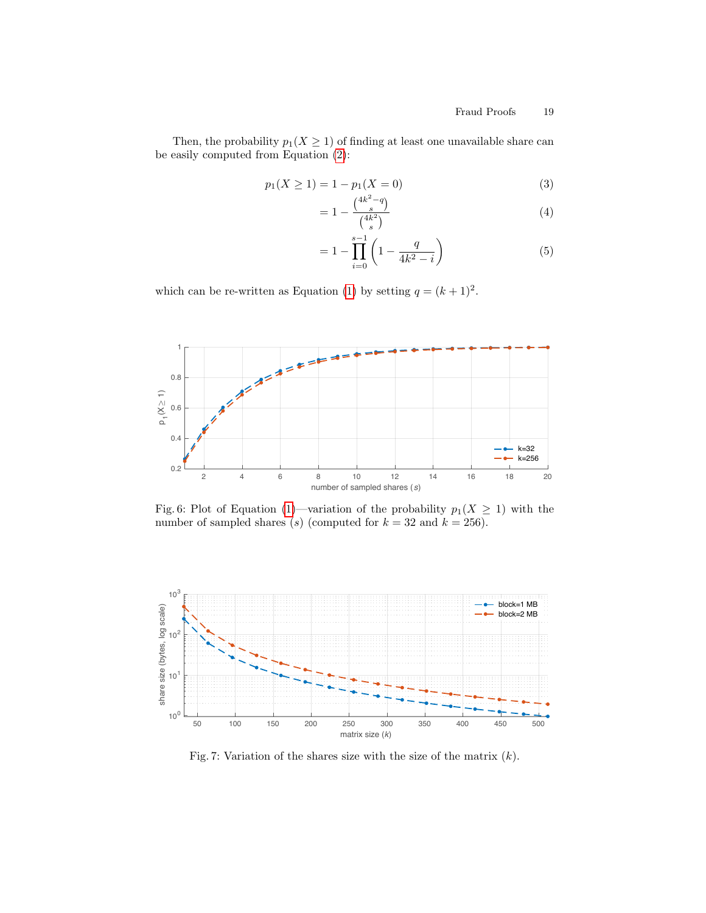Then, the probability $p_1(X \geq 1)$ of finding at least one unavailable share can be easily computed from Equation (2):

$$p_1(X \geq 1) = 1 - p_1(X = 0) \tag{3}$$

$$= 1 - \frac{\binom{4k^2-q}{s}}{\binom{4k^2}{s}} \tag{4}$$

$$= 1 - \prod_{i=0}^{s-1} \left(1 - \frac{q}{4k^2 - i}\right) \tag{5}$$

which can be re-written as Equation (1) by setting $q = (k+1)^2$.

Fig. 6: Plot of Equation (1)—variation of the probability $p_1(X \geq 1)$ with the number of sampled shares ($s$) (computed for $k = 32$ and $k = 256$).

Fig. 7: Variation of the shares size with the size of the matrix ($k$).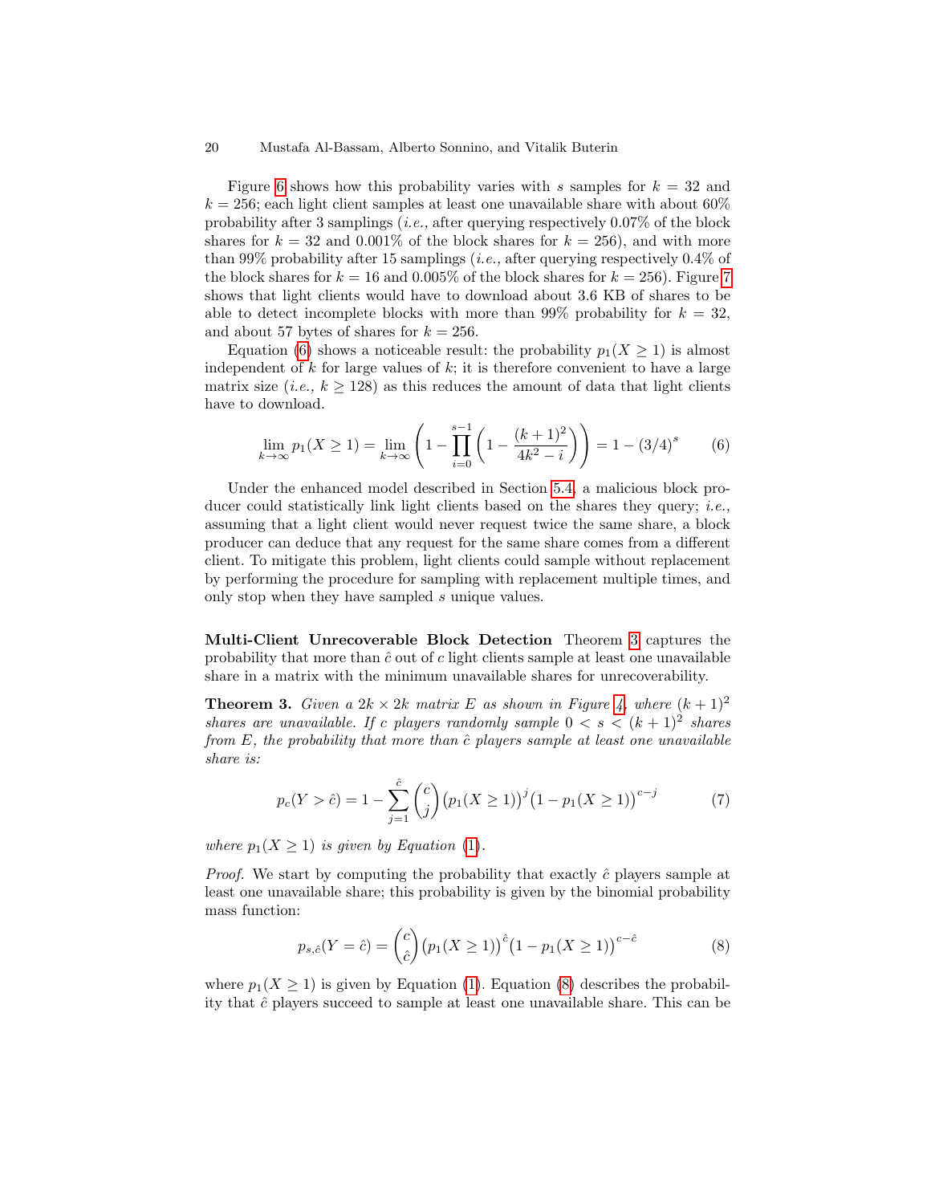Figure 6 shows how this probability varies with $s$ samples for $k = 32$ and $k = 256$; each light client samples at least one unavailable share with about 60% probability after 3 samplings (*i.e.,* after querying respectively 0.07% of the block shares for $k = 32$ and 0.001% of the block shares for $k = 256$), and with more than 99% probability after 15 samplings (*i.e.,* after querying respectively 0.4% of the block shares for $k = 16$ and 0.005% of the block shares for $k = 256$). Figure 7 shows that light clients would have to download about 3.6 KB of shares to be able to detect incomplete blocks with more than 99% probability for $k = 32$, and about 57 bytes of shares for $k = 256$.

Equation (6) shows a noticeable result: the probability $p_1(X \geq 1)$ is almost independent of $k$ for large values of $k$; it is therefore convenient to have a large matrix size (*i.e.,* $k \geq 128$) as this reduces the amount of data that light clients have to download.

$$\lim_{k\to\infty} p_1(X \geq 1) = \lim_{k\to\infty} \left(1 - \prod_{i=0}^{s-1}\left(1 - \frac{(k+1)^2}{4k^2 - i}\right)\right) = 1 - (3/4)^s \qquad (6)$$

Under the enhanced model described in Section 5.4, a malicious block producer could statistically link light clients based on the shares they query; *i.e.,* assuming that a light client would never request twice the same share, a block producer can deduce that any request for the same share comes from a different client. To mitigate this problem, light clients could sample without replacement by performing the procedure for sampling with replacement multiple times, and only stop when they have sampled $s$ unique values.

**Multi-Client Unrecoverable Block Detection** Theorem 3 captures the probability that more than $\hat{c}$ out of $c$ light clients sample at least one unavailable share in a matrix with the minimum unavailable shares for unrecoverability.

**Theorem 3.** *Given a $2k \times 2k$ matrix $E$ as shown in Figure 4, where $(k+1)^2$ shares are unavailable. If $c$ players randomly sample $0 < s < (k+1)^2$ shares from $E$, the probability that more than $\hat{c}$ players sample at least one unavailable share is:*

$$p_c(Y > \hat{c}) = 1 - \sum_{j=1}^{\hat{c}} \binom{c}{j} \big(p_1(X \geq 1)\big)^j \big(1 - p_1(X \geq 1)\big)^{c-j} \qquad (7)$$

*where $p_1(X \geq 1)$ is given by Equation (1).*

*Proof.* We start by computing the probability that exactly $\hat{c}$ players sample at least one unavailable share; this probability is given by the binomial probability mass function:

$$p_{s,\hat{c}}(Y = \hat{c}) = \binom{c}{\hat{c}} \big(p_1(X \geq 1)\big)^{\hat{c}} \big(1 - p_1(X \geq 1)\big)^{c-\hat{c}} \qquad (8)$$

where $p_1(X \geq 1)$ is given by Equation (1). Equation (8) describes the probability that $\hat{c}$ players succeed to sample at least one unavailable share. This can be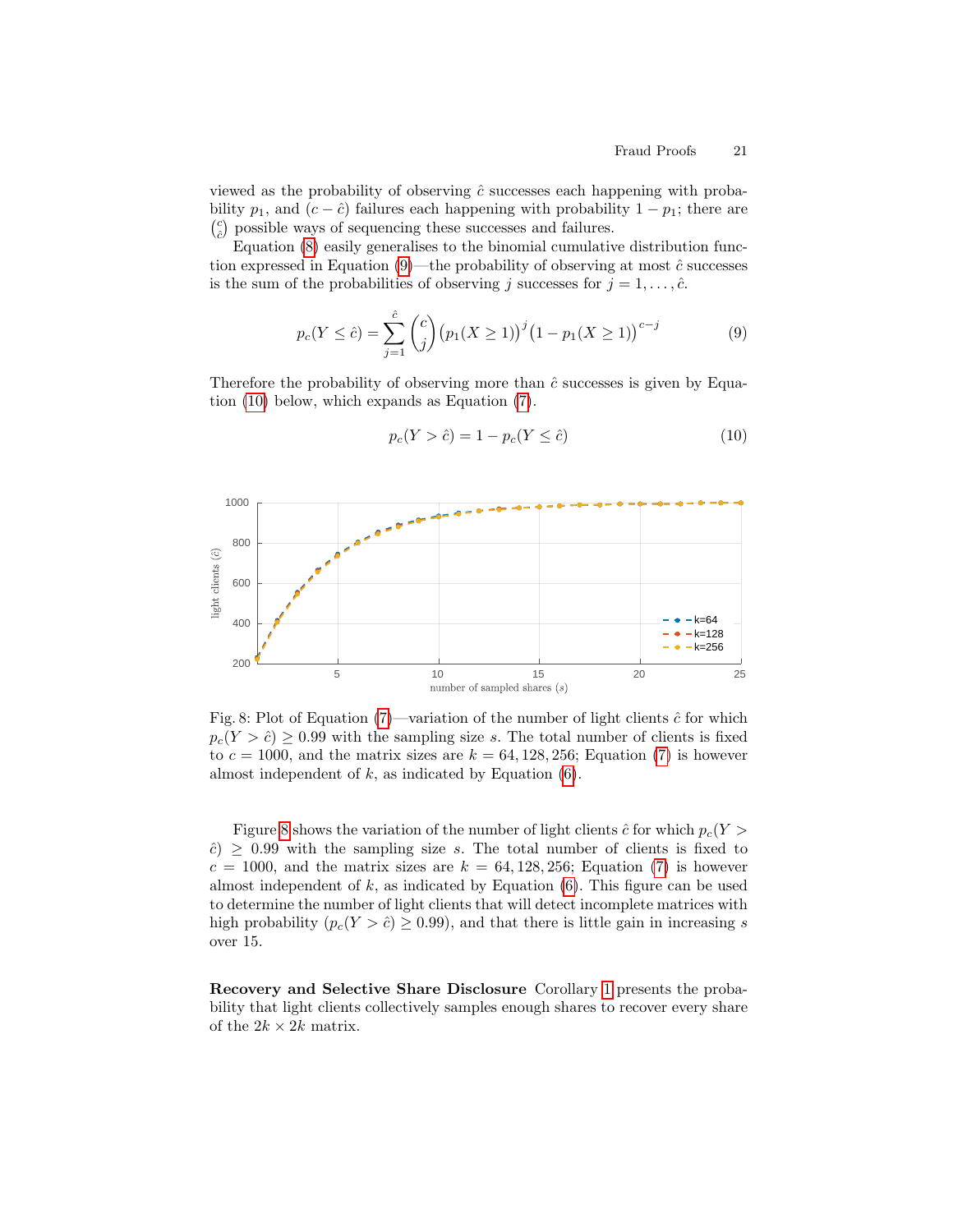viewed as the probability of observing $\hat{c}$ successes each happening with probability $p_1$, and $(c - \hat{c})$ failures each happening with probability $1 - p_1$; there are $\binom{c}{\hat{c}}$ possible ways of sequencing these successes and failures.

Equation (8) easily generalises to the binomial cumulative distribution function expressed in Equation (9)—the probability of observing at most $\hat{c}$ successes is the sum of the probabilities of observing $j$ successes for $j = 1, \ldots, \hat{c}$.

$$p_c(Y \leq \hat{c}) = \sum_{j=1}^{\hat{c}} \binom{c}{j} \big(p_1(X \geq 1)\big)^j \big(1 - p_1(X \geq 1)\big)^{c-j} \tag{9}$$

Therefore the probability of observing more than $\hat{c}$ successes is given by Equation (10) below, which expands as Equation (7).

$$p_c(Y > \hat{c}) = 1 - p_c(Y \leq \hat{c}) \tag{10}$$

Fig. 8: Plot of Equation (7)—variation of the number of light clients $\hat{c}$ for which $p_c(Y > \hat{c}) \geq 0.99$ with the sampling size $s$. The total number of clients is fixed to $c = 1000$, and the matrix sizes are $k = 64, 128, 256$; Equation (7) is however almost independent of $k$, as indicated by Equation (6).

Figure 8 shows the variation of the number of light clients $\hat{c}$ for which $p_c(Y > \hat{c}) \geq 0.99$ with the sampling size $s$. The total number of clients is fixed to $c = 1000$, and the matrix sizes are $k = 64, 128, 256$; Equation (7) is however almost independent of $k$, as indicated by Equation (6). This figure can be used to determine the number of light clients that will detect incomplete matrices with high probability ($p_c(Y > \hat{c}) \geq 0.99$), and that there is little gain in increasing $s$ over 15.

**Recovery and Selective Share Disclosure** Corollary 1 presents the probability that light clients collectively samples enough shares to recover every share of the $2k \times 2k$ matrix.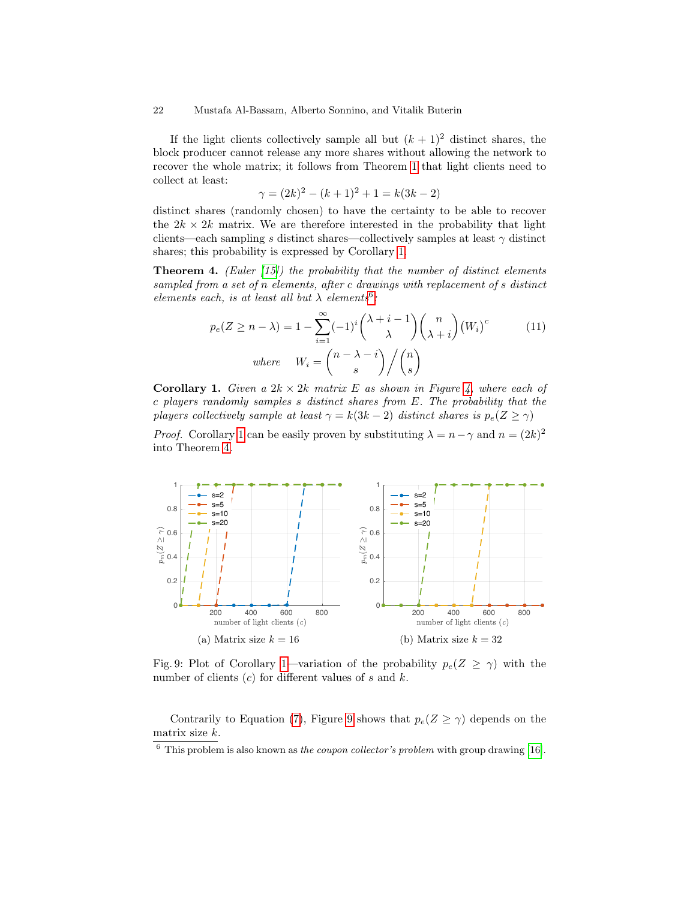If the light clients collectively sample all but $(k+1)^2$ distinct shares, the block producer cannot release any more shares without allowing the network to recover the whole matrix; it follows from Theorem 1 that light clients need to collect at least:

$$\gamma = (2k)^2 - (k+1)^2 + 1 = k(3k-2)$$

distinct shares (randomly chosen) to have the certainty to be able to recover the $2k \times 2k$ matrix. We are therefore interested in the probability that light clients—each sampling $s$ distinct shares—collectively samples at least $\gamma$ distinct shares; this probability is expressed by Corollary 1.

**Theorem 4.** *(Euler [15]) the probability that the number of distinct elements sampled from a set of $n$ elements, after $c$ drawings with replacement of $s$ distinct elements each, is at least all but $\lambda$ elements*[6]*:*

$$p_e(Z \geq n - \lambda) = 1 - \sum_{i=1}^{\infty} (-1)^i \binom{\lambda + i - 1}{\lambda} \binom{n}{\lambda + i} (W_i)^c \tag{11}$$

$$\textit{where} \quad W_i = \binom{n - \lambda - i}{s} \Big/ \binom{n}{s}$$

**Corollary 1.** *Given a $2k \times 2k$ matrix $E$ as shown in Figure 4, where each of $c$ players randomly samples $s$ distinct shares from $E$. The probability that the players collectively sample at least $\gamma = k(3k-2)$ distinct shares is $p_e(Z \geq \gamma)$*

*Proof.* Corollary 1 can be easily proven by substituting $\lambda = n - \gamma$ and $n = (2k)^2$ into Theorem 4.

(a) Matrix size $k = 16$

(b) Matrix size $k = 32$

Fig. 9: Plot of Corollary 1—variation of the probability $p_e(Z \geq \gamma)$ with the number of clients ($c$) for different values of $s$ and $k$.

Contrarily to Equation (7), Figure 9 shows that $p_e(Z \geq \gamma)$ depends on the matrix size $k$.

[6] This problem is also known as *the coupon collector's problem* with group drawing [16].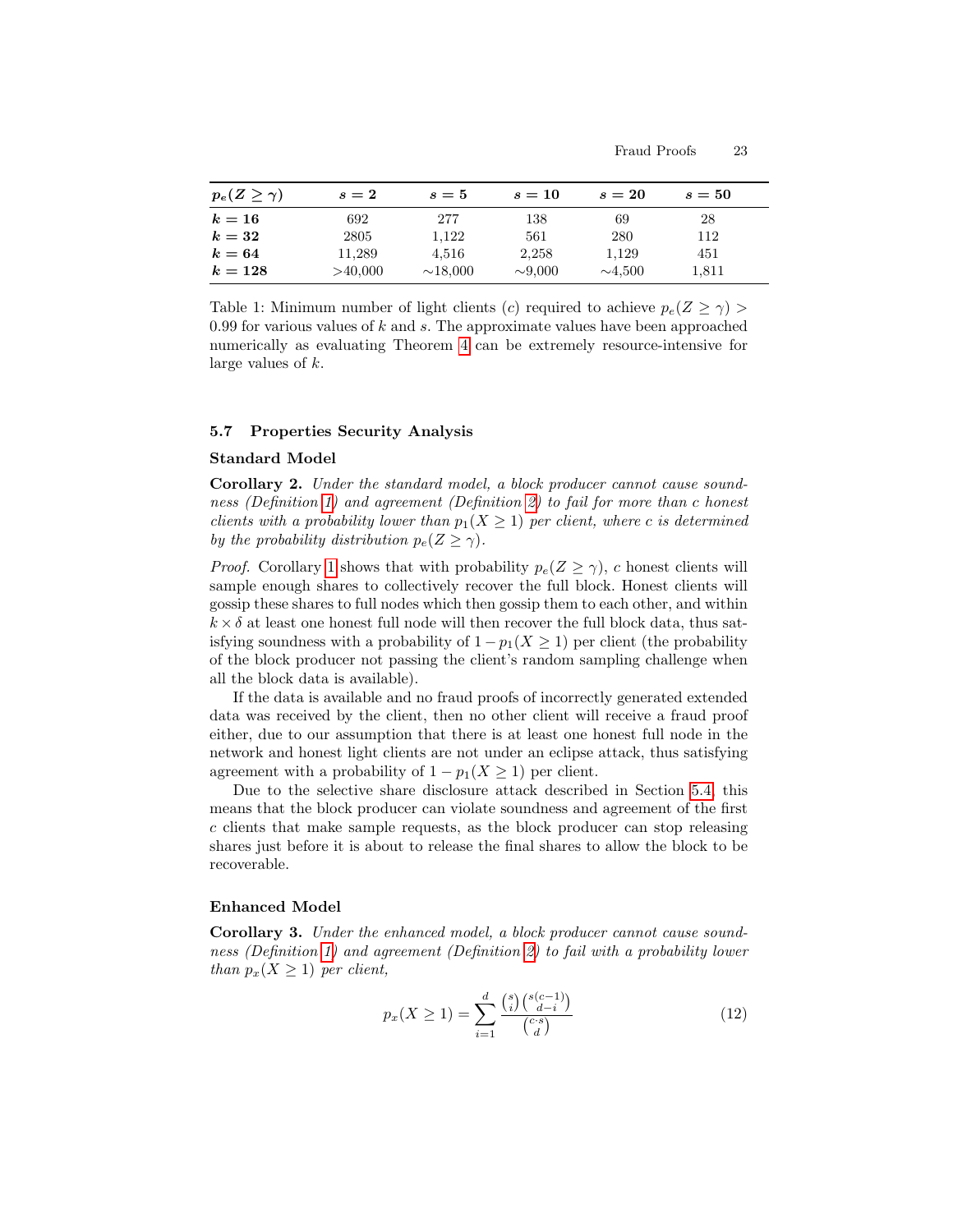| $p_e(Z \geq \gamma)$ | $s = 2$ | $s = 5$ | $s = 10$ | $s = 20$ | $s = 50$ |
|---|---|---|---|---|---|
| $k = 16$ | 692 | 277 | 138 | 69 | 28 |
| $k = 32$ | 2805 | 1,122 | 561 | 280 | 112 |
| $k = 64$ | 11,289 | 4,516 | 2,258 | 1,129 | 451 |
| $k = 128$ | >40,000 | ∼18,000 | ∼9,000 | ∼4,500 | 1,811 |

Table 1: Minimum number of light clients ($c$) required to achieve $p_e(Z \geq \gamma) > 0.99$ for various values of $k$ and $s$. The approximate values have been approached numerically as evaluating Theorem 4 can be extremely resource-intensive for large values of $k$.

### 5.7 Properties Security Analysis

**Standard Model**

**Corollary 2.** *Under the standard model, a block producer cannot cause soundness (Definition 1) and agreement (Definition 2) to fail for more than c honest clients with a probability lower than $p_1(X \geq 1)$ per client, where c is determined by the probability distribution $p_e(Z \geq \gamma)$.*

*Proof.* Corollary 1 shows that with probability $p_e(Z \geq \gamma)$, $c$ honest clients will sample enough shares to collectively recover the full block. Honest clients will gossip these shares to full nodes which then gossip them to each other, and within $k \times \delta$ at least one honest full node will then recover the full block data, thus satisfying soundness with a probability of $1 - p_1(X \geq 1)$ per client (the probability of the block producer not passing the client's random sampling challenge when all the block data is available).

If the data is available and no fraud proofs of incorrectly generated extended data was received by the client, then no other client will receive a fraud proof either, due to our assumption that there is at least one honest full node in the network and honest light clients are not under an eclipse attack, thus satisfying agreement with a probability of $1 - p_1(X \geq 1)$ per client.

Due to the selective share disclosure attack described in Section 5.4, this means that the block producer can violate soundness and agreement of the first $c$ clients that make sample requests, as the block producer can stop releasing shares just before it is about to release the final shares to allow the block to be recoverable.

**Enhanced Model**

**Corollary 3.** *Under the enhanced model, a block producer cannot cause soundness (Definition 1) and agreement (Definition 2) to fail with a probability lower than $p_x(X \geq 1)$ per client,*

$$p_x(X \geq 1) = \sum_{i=1}^{d} \frac{\binom{s}{i}\binom{s(c-1)}{d-i}}{\binom{c \cdot s}{d}} \tag{12}$$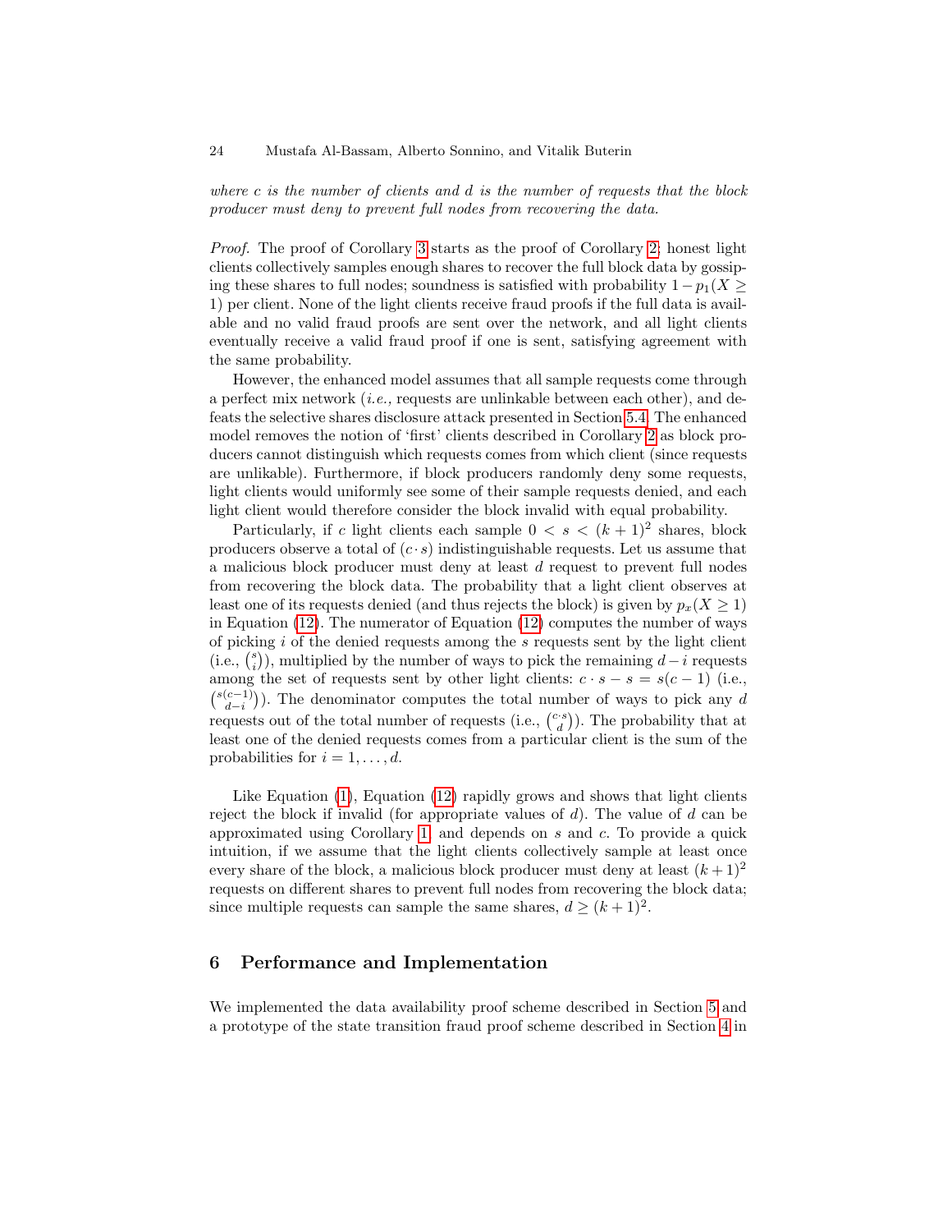*where $c$ is the number of clients and $d$ is the number of requests that the block producer must deny to prevent full nodes from recovering the data.*

*Proof.* The proof of Corollary 3 starts as the proof of Corollary 2: honest light clients collectively samples enough shares to recover the full block data by gossiping these shares to full nodes; soundness is satisfied with probability $1 - p_1(X \geq 1)$ per client. None of the light clients receive fraud proofs if the full data is available and no valid fraud proofs are sent over the network, and all light clients eventually receive a valid fraud proof if one is sent, satisfying agreement with the same probability.

However, the enhanced model assumes that all sample requests come through a perfect mix network (*i.e.,* requests are unlinkable between each other), and defeats the selective shares disclosure attack presented in Section 5.4. The enhanced model removes the notion of 'first' clients described in Corollary 2 as block producers cannot distinguish which requests comes from which client (since requests are unlikable). Furthermore, if block producers randomly deny some requests, light clients would uniformly see some of their sample requests denied, and each light client would therefore consider the block invalid with equal probability.

Particularly, if $c$ light clients each sample $0 < s < (k+1)^2$ shares, block producers observe a total of $(c \cdot s)$ indistinguishable requests. Let us assume that a malicious block producer must deny at least $d$ request to prevent full nodes from recovering the block data. The probability that a light client observes at least one of its requests denied (and thus rejects the block) is given by $p_x(X \geq 1)$ in Equation (12). The numerator of Equation (12) computes the number of ways of picking $i$ of the denied requests among the $s$ requests sent by the light client (i.e., $\binom{s}{i}$), multiplied by the number of ways to pick the remaining $d - i$ requests among the set of requests sent by other light clients: $c \cdot s - s = s(c-1)$ (i.e., $\binom{s(c-1)}{d-i}$). The denominator computes the total number of ways to pick any $d$ requests out of the total number of requests (i.e., $\binom{c \cdot s}{d}$). The probability that at least one of the denied requests comes from a particular client is the sum of the probabilities for $i = 1, \ldots, d$.

Like Equation (1), Equation (12) rapidly grows and shows that light clients reject the block if invalid (for appropriate values of $d$). The value of $d$ can be approximated using Corollary 1, and depends on $s$ and $c$. To provide a quick intuition, if we assume that the light clients collectively sample at least once every share of the block, a malicious block producer must deny at least $(k+1)^2$ requests on different shares to prevent full nodes from recovering the block data; since multiple requests can sample the same shares, $d \geq (k+1)^2$.

## 6 Performance and Implementation

We implemented the data availability proof scheme described in Section 5 and a prototype of the state transition fraud proof scheme described in Section 4 in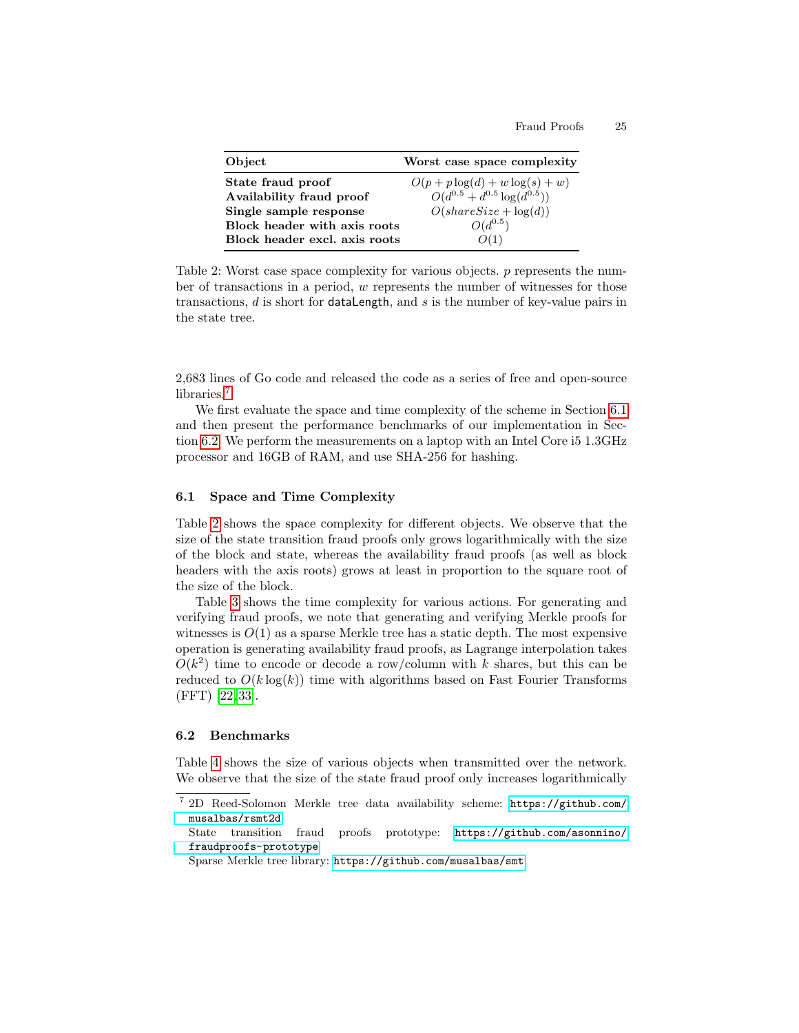| Object | Worst case space complexity |
|---|---|
| **State fraud proof** | $O(p + p\log(d) + w\log(s) + w)$ |
| **Availability fraud proof** | $O(d^{0.5} + d^{0.5}\log(d^{0.5}))$ |
| **Single sample response** | $O(shareSize + \log(d))$ |
| **Block header with axis roots** | $O(d^{0.5})$ |
| **Block header excl. axis roots** | $O(1)$ |

Table 2: Worst case space complexity for various objects. $p$ represents the number of transactions in a period, $w$ represents the number of witnesses for those transactions, $d$ is short for `dataLength`, and $s$ is the number of key-value pairs in the state tree.

2,683 lines of Go code and released the code as a series of free and open-source libraries.[7]

We first evaluate the space and time complexity of the scheme in Section 6.1 and then present the performance benchmarks of our implementation in Section 6.2. We perform the measurements on a laptop with an Intel Core i5 1.3GHz processor and 16GB of RAM, and use SHA-256 for hashing.

### 6.1 Space and Time Complexity

Table 2 shows the space complexity for different objects. We observe that the size of the state transition fraud proofs only grows logarithmically with the size of the block and state, whereas the availability fraud proofs (as well as block headers with the axis roots) grows at least in proportion to the square root of the size of the block.

Table 3 shows the time complexity for various actions. For generating and verifying fraud proofs, we note that generating and verifying Merkle proofs for witnesses is $O(1)$ as a sparse Merkle tree has a static depth. The most expensive operation is generating availability fraud proofs, as Lagrange interpolation takes $O(k^2)$ time to encode or decode a row/column with $k$ shares, but this can be reduced to $O(k\log(k))$ time with algorithms based on Fast Fourier Transforms (FFT) [22,33].

### 6.2 Benchmarks

Table 4 shows the size of various objects when transmitted over the network. We observe that the size of the state fraud proof only increases logarithmically

[7] 2D Reed-Solomon Merkle tree data availability scheme: `https://github.com/musalbas/rsmt2d`
State transition fraud proofs prototype: `https://github.com/asonnino/fraudproofs-prototype`
Sparse Merkle tree library: `https://github.com/musalbas/smt`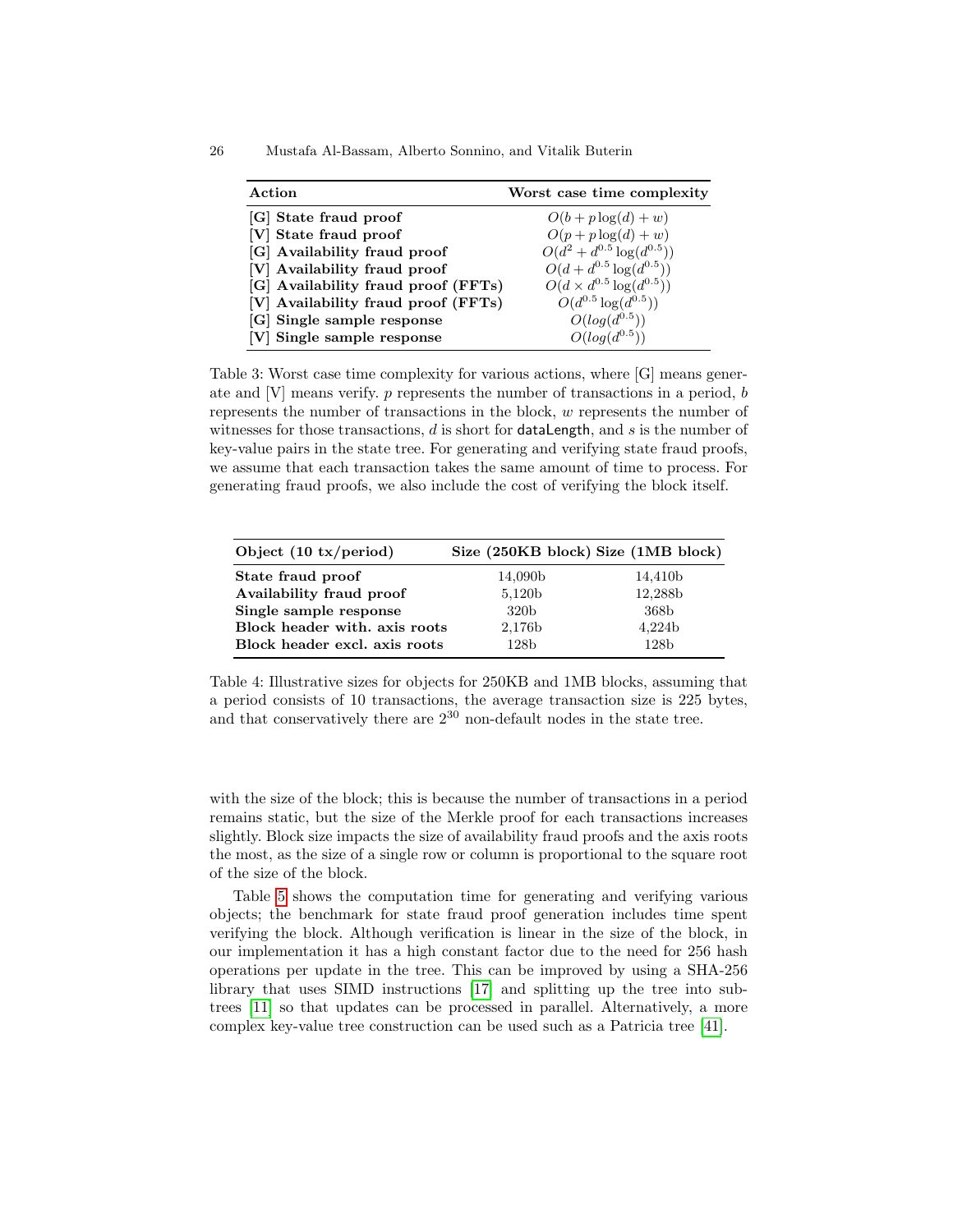| Action | Worst case time complexity |
|---|---|
| **[G] State fraud proof** | $O(b + p\log(d) + w)$ |
| **[V] State fraud proof** | $O(p + p\log(d) + w)$ |
| **[G] Availability fraud proof** | $O(d^2 + d^{0.5}\log(d^{0.5}))$ |
| **[V] Availability fraud proof** | $O(d + d^{0.5}\log(d^{0.5}))$ |
| **[G] Availability fraud proof (FFTs)** | $O(d \times d^{0.5}\log(d^{0.5}))$ |
| **[V] Availability fraud proof (FFTs)** | $O(d^{0.5}\log(d^{0.5}))$ |
| **[G] Single sample response** | $O(log(d^{0.5}))$ |
| **[V] Single sample response** | $O(log(d^{0.5}))$ |

Table 3: Worst case time complexity for various actions, where [G] means generate and [V] means verify. $p$ represents the number of transactions in a period, $b$ represents the number of transactions in the block, $w$ represents the number of witnesses for those transactions, $d$ is short for dataLength, and $s$ is the number of key-value pairs in the state tree. For generating and verifying state fraud proofs, we assume that each transaction takes the same amount of time to process. For generating fraud proofs, we also include the cost of verifying the block itself.

| Object (10 tx/period) | Size (250KB block) | Size (1MB block) |
|---|---|---|
| **State fraud proof** | 14,090b | 14,410b |
| **Availability fraud proof** | 5,120b | 12,288b |
| **Single sample response** | 320b | 368b |
| **Block header with. axis roots** | 2,176b | 4,224b |
| **Block header excl. axis roots** | 128b | 128b |

Table 4: Illustrative sizes for objects for 250KB and 1MB blocks, assuming that a period consists of 10 transactions, the average transaction size is 225 bytes, and that conservatively there are $2^{30}$ non-default nodes in the state tree.

with the size of the block; this is because the number of transactions in a period remains static, but the size of the Merkle proof for each transactions increases slightly. Block size impacts the size of availability fraud proofs and the axis roots the most, as the size of a single row or column is proportional to the square root of the size of the block.

Table 5 shows the computation time for generating and verifying various objects; the benchmark for state fraud proof generation includes time spent verifying the block. Although verification is linear in the size of the block, in our implementation it has a high constant factor due to the need for 256 hash operations per update in the tree. This can be improved by using a SHA-256 library that uses SIMD instructions [17] and splitting up the tree into subtrees [11] so that updates can be processed in parallel. Alternatively, a more complex key-value tree construction can be used such as a Patricia tree [41].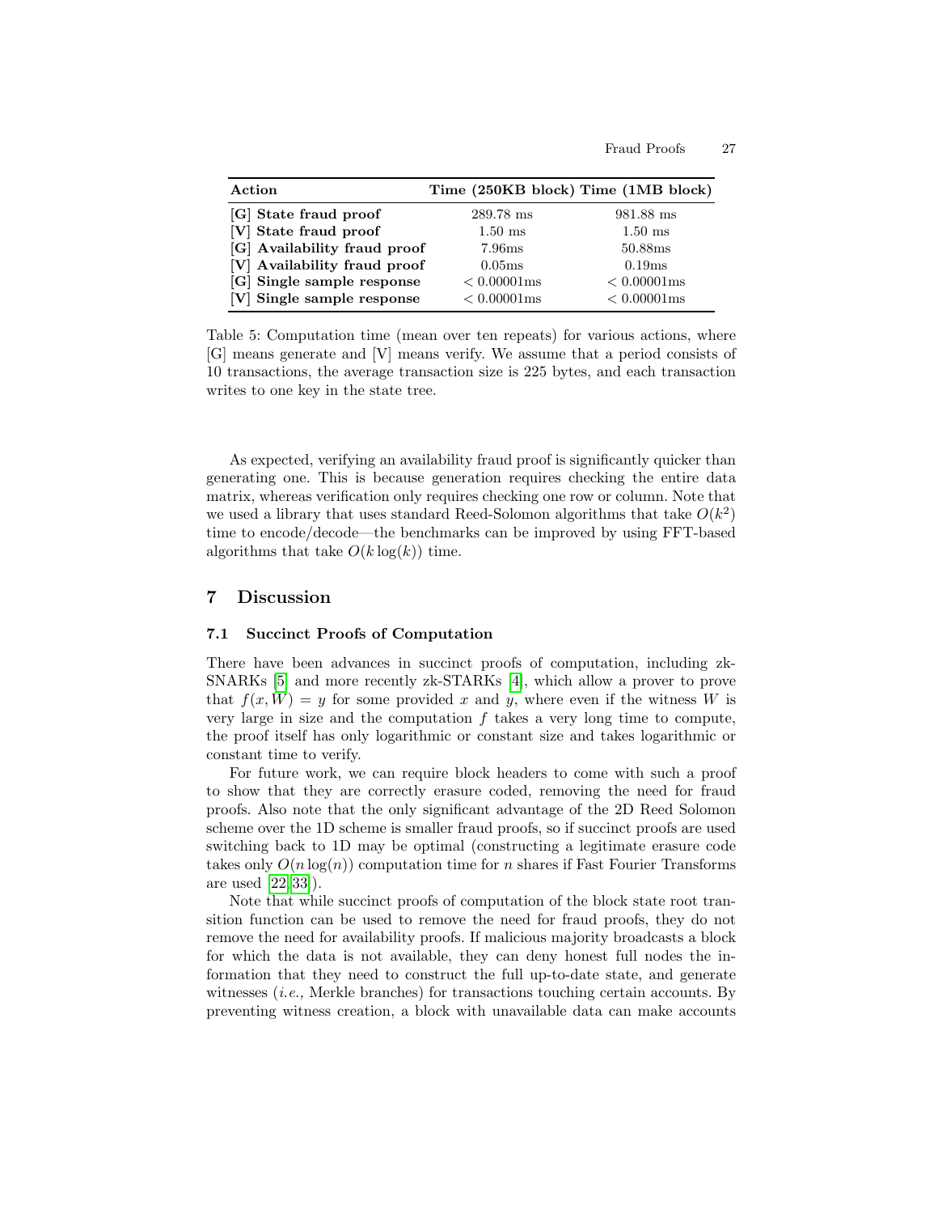| Action | Time (250KB block) | Time (1MB block) |
|---|---|---|
| **[G] State fraud proof** | 289.78 ms | 981.88 ms |
| **[V] State fraud proof** | 1.50 ms | 1.50 ms |
| **[G] Availability fraud proof** | 7.96ms | 50.88ms |
| **[V] Availability fraud proof** | 0.05ms | 0.19ms |
| **[G] Single sample response** | $< 0.00001$ms | $< 0.00001$ms |
| **[V] Single sample response** | $< 0.00001$ms | $< 0.00001$ms |

Table 5: Computation time (mean over ten repeats) for various actions, where [G] means generate and [V] means verify. We assume that a period consists of 10 transactions, the average transaction size is 225 bytes, and each transaction writes to one key in the state tree.

As expected, verifying an availability fraud proof is significantly quicker than generating one. This is because generation requires checking the entire data matrix, whereas verification only requires checking one row or column. Note that we used a library that uses standard Reed-Solomon algorithms that take $O(k^2)$ time to encode/decode—the benchmarks can be improved by using FFT-based algorithms that take $O(k \log(k))$ time.

## 7 Discussion

### 7.1 Succinct Proofs of Computation

There have been advances in succinct proofs of computation, including zk-SNARKs [5] and more recently zk-STARKs [4], which allow a prover to prove that $f(x, W) = y$ for some provided $x$ and $y$, where even if the witness $W$ is very large in size and the computation $f$ takes a very long time to compute, the proof itself has only logarithmic or constant size and takes logarithmic or constant time to verify.

For future work, we can require block headers to come with such a proof to show that they are correctly erasure coded, removing the need for fraud proofs. Also note that the only significant advantage of the 2D Reed Solomon scheme over the 1D scheme is smaller fraud proofs, so if succinct proofs are used switching back to 1D may be optimal (constructing a legitimate erasure code takes only $O(n \log(n))$ computation time for $n$ shares if Fast Fourier Transforms are used [22,33]).

Note that while succinct proofs of computation of the block state root transition function can be used to remove the need for fraud proofs, they do not remove the need for availability proofs. If malicious majority broadcasts a block for which the data is not available, they can deny honest full nodes the information that they need to construct the full up-to-date state, and generate witnesses (*i.e.,* Merkle branches) for transactions touching certain accounts. By preventing witness creation, a block with unavailable data can make accounts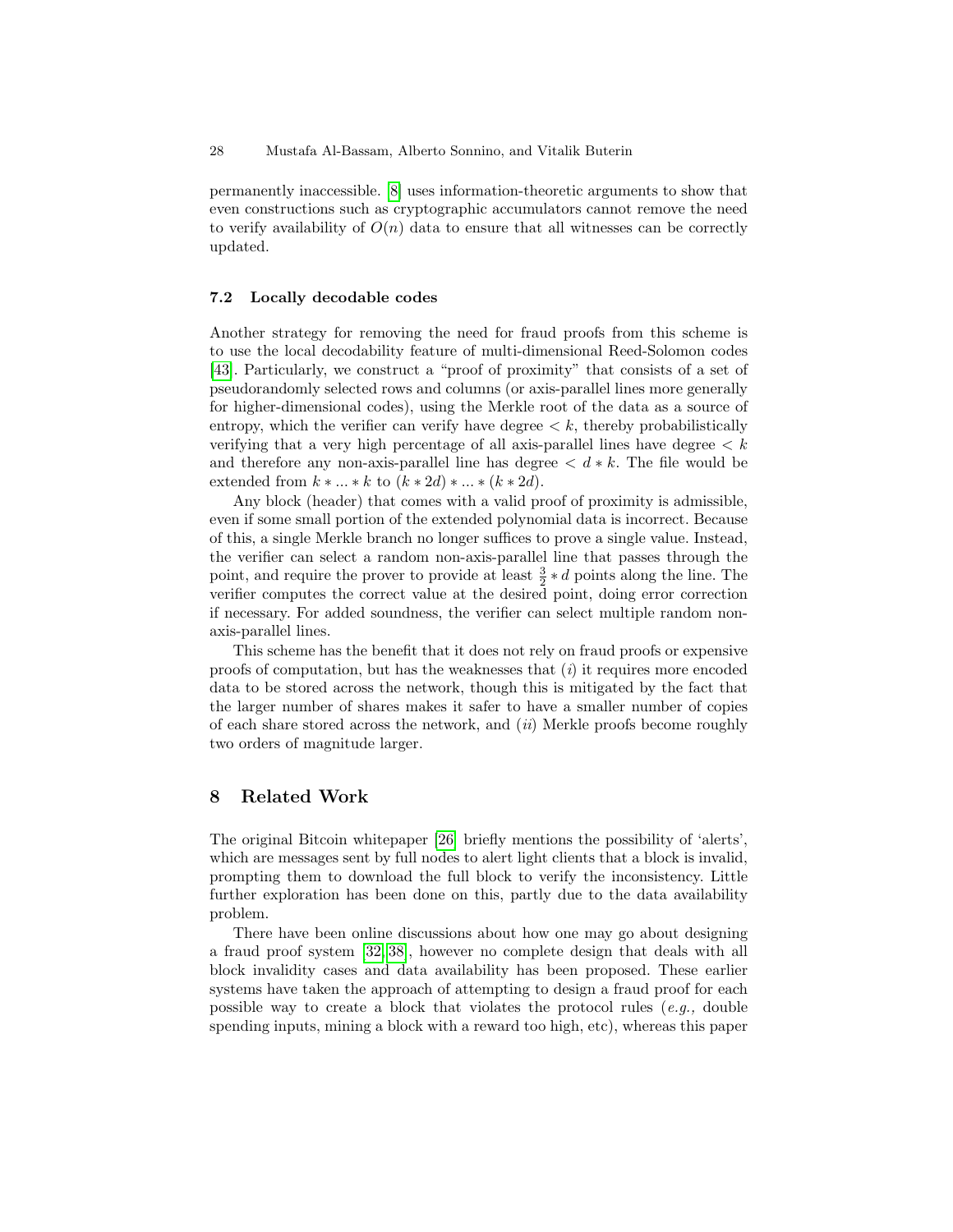permanently inaccessible. [8] uses information-theoretic arguments to show that even constructions such as cryptographic accumulators cannot remove the need to verify availability of $O(n)$ data to ensure that all witnesses can be correctly updated.

### 7.2 Locally decodable codes

Another strategy for removing the need for fraud proofs from this scheme is to use the local decodability feature of multi-dimensional Reed-Solomon codes [43]. Particularly, we construct a "proof of proximity" that consists of a set of pseudorandomly selected rows and columns (or axis-parallel lines more generally for higher-dimensional codes), using the Merkle root of the data as a source of entropy, which the verifier can verify have degree $< k$, thereby probabilistically verifying that a very high percentage of all axis-parallel lines have degree $< k$ and therefore any non-axis-parallel line has degree $< d * k$. The file would be extended from $k * ... * k$ to $(k * 2d) * ... * (k * 2d)$.

Any block (header) that comes with a valid proof of proximity is admissible, even if some small portion of the extended polynomial data is incorrect. Because of this, a single Merkle branch no longer suffices to prove a single value. Instead, the verifier can select a random non-axis-parallel line that passes through the point, and require the prover to provide at least $\frac{3}{2} * d$ points along the line. The verifier computes the correct value at the desired point, doing error correction if necessary. For added soundness, the verifier can select multiple random non-axis-parallel lines.

This scheme has the benefit that it does not rely on fraud proofs or expensive proofs of computation, but has the weaknesses that (*i*) it requires more encoded data to be stored across the network, though this is mitigated by the fact that the larger number of shares makes it safer to have a smaller number of copies of each share stored across the network, and (*ii*) Merkle proofs become roughly two orders of magnitude larger.

## 8 Related Work

The original Bitcoin whitepaper [26] briefly mentions the possibility of 'alerts', which are messages sent by full nodes to alert light clients that a block is invalid, prompting them to download the full block to verify the inconsistency. Little further exploration has been done on this, partly due to the data availability problem.

There have been online discussions about how one may go about designing a fraud proof system [32,38], however no complete design that deals with all block invalidity cases and data availability has been proposed. These earlier systems have taken the approach of attempting to design a fraud proof for each possible way to create a block that violates the protocol rules (*e.g.*, double spending inputs, mining a block with a reward too high, etc), whereas this paper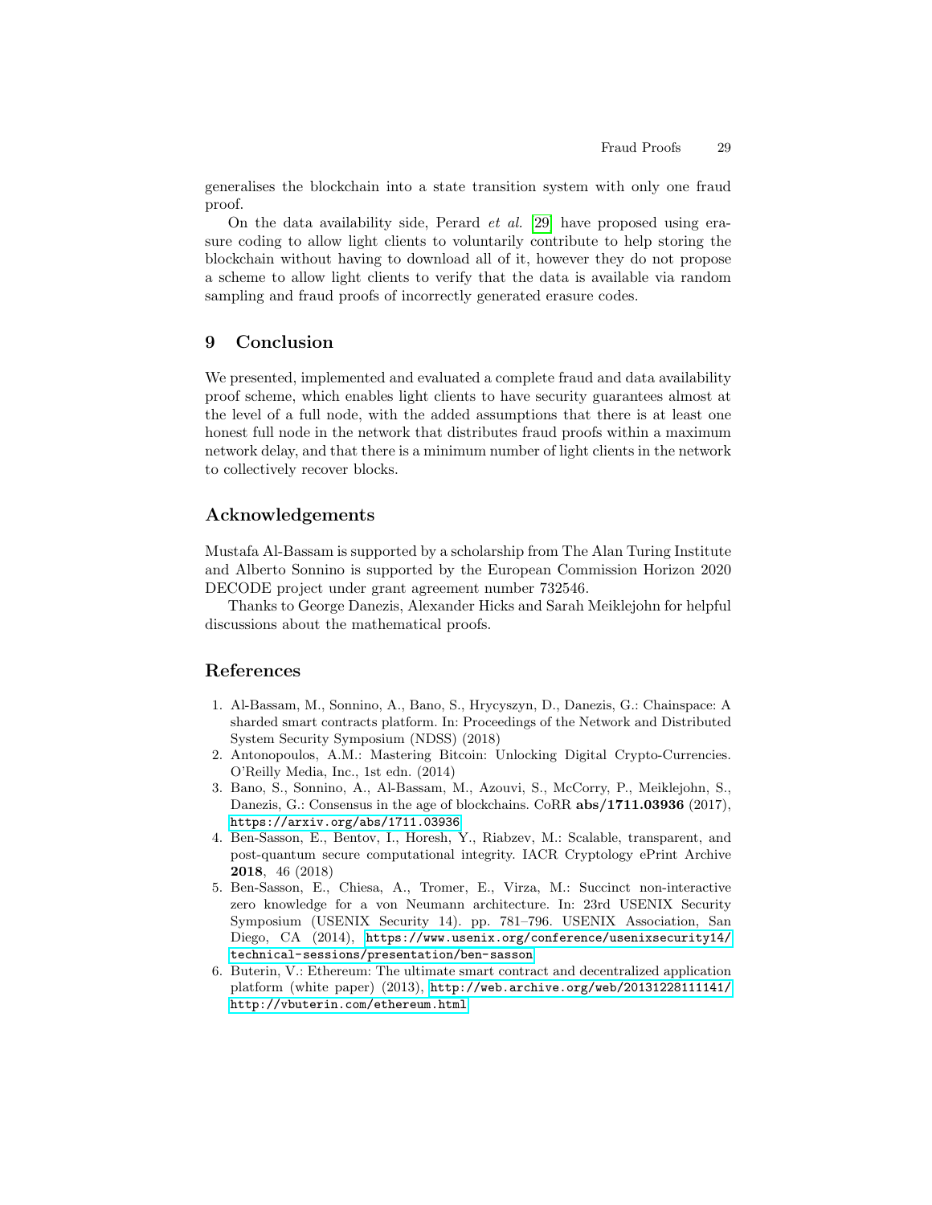generalises the blockchain into a state transition system with only one fraud proof.

On the data availability side, Perard *et al.* [29] have proposed using erasure coding to allow light clients to voluntarily contribute to help storing the blockchain without having to download all of it, however they do not propose a scheme to allow light clients to verify that the data is available via random sampling and fraud proofs of incorrectly generated erasure codes.

## 9 Conclusion

We presented, implemented and evaluated a complete fraud and data availability proof scheme, which enables light clients to have security guarantees almost at the level of a full node, with the added assumptions that there is at least one honest full node in the network that distributes fraud proofs within a maximum network delay, and that there is a minimum number of light clients in the network to collectively recover blocks.

## Acknowledgements

Mustafa Al-Bassam is supported by a scholarship from The Alan Turing Institute and Alberto Sonnino is supported by the European Commission Horizon 2020 DECODE project under grant agreement number 732546.

Thanks to George Danezis, Alexander Hicks and Sarah Meiklejohn for helpful discussions about the mathematical proofs.

## References

1. Al-Bassam, M., Sonnino, A., Bano, S., Hrycyszyn, D., Danezis, G.: Chainspace: A sharded smart contracts platform. In: Proceedings of the Network and Distributed System Security Symposium (NDSS) (2018)
2. Antonopoulos, A.M.: Mastering Bitcoin: Unlocking Digital Crypto-Currencies. O'Reilly Media, Inc., 1st edn. (2014)
3. Bano, S., Sonnino, A., Al-Bassam, M., Azouvi, S., McCorry, P., Meiklejohn, S., Danezis, G.: Consensus in the age of blockchains. CoRR **abs/1711.03936** (2017), `https://arxiv.org/abs/1711.03936`
4. Ben-Sasson, E., Bentov, I., Horesh, Y., Riabzev, M.: Scalable, transparent, and post-quantum secure computational integrity. IACR Cryptology ePrint Archive **2018**, 46 (2018)
5. Ben-Sasson, E., Chiesa, A., Tromer, E., Virza, M.: Succinct non-interactive zero knowledge for a von Neumann architecture. In: 23rd USENIX Security Symposium (USENIX Security 14). pp. 781–796. USENIX Association, San Diego, CA (2014), `https://www.usenix.org/conference/usenixsecurity14/technical-sessions/presentation/ben-sasson`
6. Buterin, V.: Ethereum: The ultimate smart contract and decentralized application platform (white paper) (2013), `http://web.archive.org/web/20131228111141/http://vbuterin.com/ethereum.html`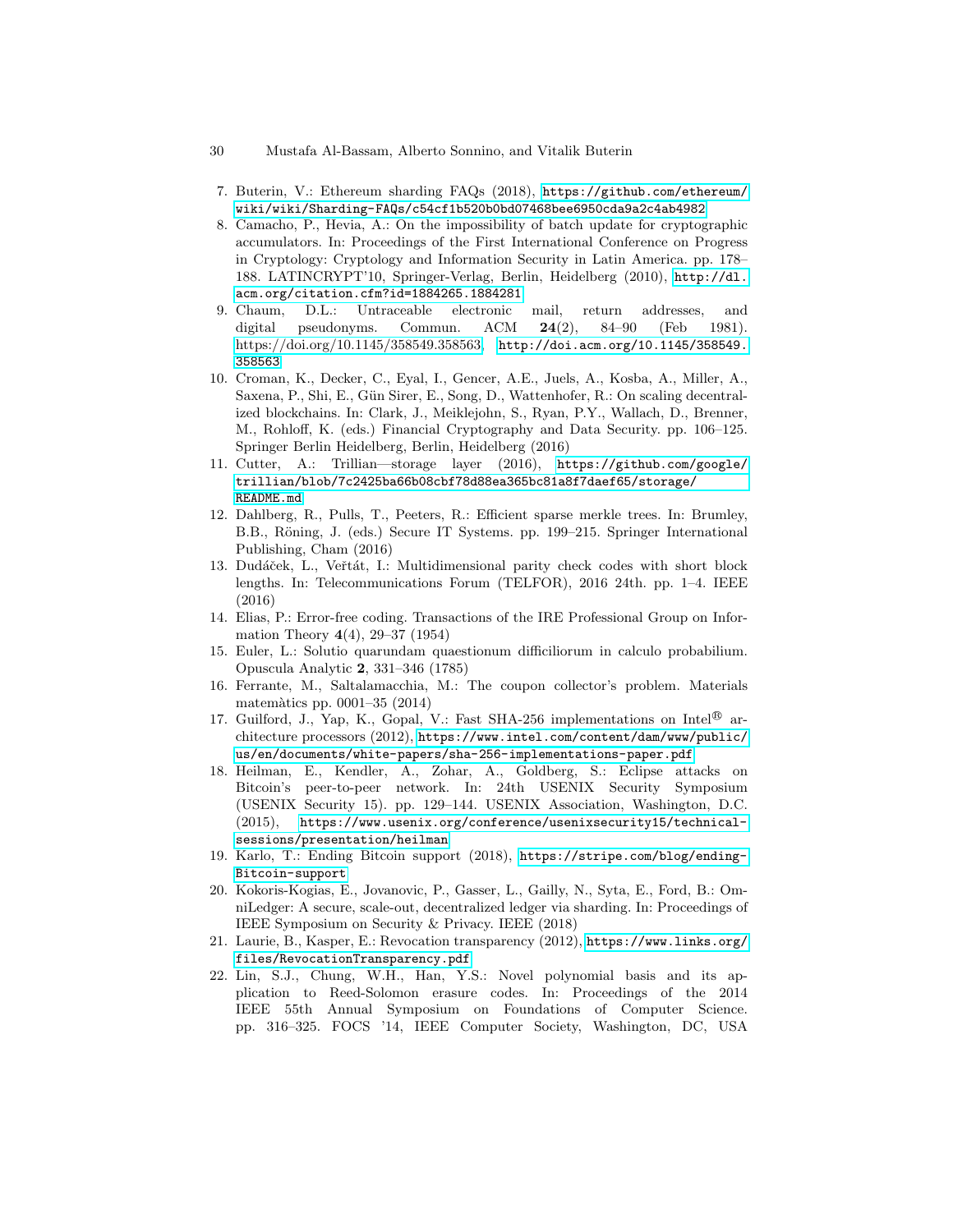7. Buterin, V.: Ethereum sharding FAQs (2018), https://github.com/ethereum/wiki/wiki/Sharding-FAQs/c54cf1b520b0bd07468bee6950cda9a2c4ab4982
8. Camacho, P., Hevia, A.: On the impossibility of batch update for cryptographic accumulators. In: Proceedings of the First International Conference on Progress in Cryptology: Cryptology and Information Security in Latin America. pp. 178–188. LATINCRYPT'10, Springer-Verlag, Berlin, Heidelberg (2010), http://dl.acm.org/citation.cfm?id=1884265.1884281
9. Chaum, D.L.: Untraceable electronic mail, return addresses, and digital pseudonyms. Commun. ACM **24**(2), 84–90 (Feb 1981). https://doi.org/10.1145/358549.358563, http://doi.acm.org/10.1145/358549.358563
10. Croman, K., Decker, C., Eyal, I., Gencer, A.E., Juels, A., Kosba, A., Miller, A., Saxena, P., Shi, E., Gün Sirer, E., Song, D., Wattenhofer, R.: On scaling decentralized blockchains. In: Clark, J., Meiklejohn, S., Ryan, P.Y., Wallach, D., Brenner, M., Rohloff, K. (eds.) Financial Cryptography and Data Security. pp. 106–125. Springer Berlin Heidelberg, Berlin, Heidelberg (2016)
11. Cutter, A.: Trillian—storage layer (2016), https://github.com/google/trillian/blob/7c2425ba66b08cbf78d88ea365bc81a8f7daef65/storage/README.md
12. Dahlberg, R., Pulls, T., Peeters, R.: Efficient sparse merkle trees. In: Brumley, B.B., Röning, J. (eds.) Secure IT Systems. pp. 199–215. Springer International Publishing, Cham (2016)
13. Dudáček, L., Veřtát, I.: Multidimensional parity check codes with short block lengths. In: Telecommunications Forum (TELFOR), 2016 24th. pp. 1–4. IEEE (2016)
14. Elias, P.: Error-free coding. Transactions of the IRE Professional Group on Information Theory **4**(4), 29–37 (1954)
15. Euler, L.: Solutio quarundam quaestionum difficiliorum in calculo probabilium. Opuscula Analytic **2**, 331–346 (1785)
16. Ferrante, M., Saltalamacchia, M.: The coupon collector's problem. Materials matemàtics pp. 0001–35 (2014)
17. Guilford, J., Yap, K., Gopal, V.: Fast SHA-256 implementations on Intel® architecture processors (2012), https://www.intel.com/content/dam/www/public/us/en/documents/white-papers/sha-256-implementations-paper.pdf
18. Heilman, E., Kendler, A., Zohar, A., Goldberg, S.: Eclipse attacks on Bitcoin's peer-to-peer network. In: 24th USENIX Security Symposium (USENIX Security 15). pp. 129–144. USENIX Association, Washington, D.C. (2015), https://www.usenix.org/conference/usenixsecurity15/technical-sessions/presentation/heilman
19. Karlo, T.: Ending Bitcoin support (2018), https://stripe.com/blog/ending-Bitcoin-support
20. Kokoris-Kogias, E., Jovanovic, P., Gasser, L., Gailly, N., Syta, E., Ford, B.: OmniLedger: A secure, scale-out, decentralized ledger via sharding. In: Proceedings of IEEE Symposium on Security & Privacy. IEEE (2018)
21. Laurie, B., Kasper, E.: Revocation transparency (2012), https://www.links.org/files/RevocationTransparency.pdf
22. Lin, S.J., Chung, W.H., Han, Y.S.: Novel polynomial basis and its application to Reed-Solomon erasure codes. In: Proceedings of the 2014 IEEE 55th Annual Symposium on Foundations of Computer Science. pp. 316–325. FOCS '14, IEEE Computer Society, Washington, DC, USA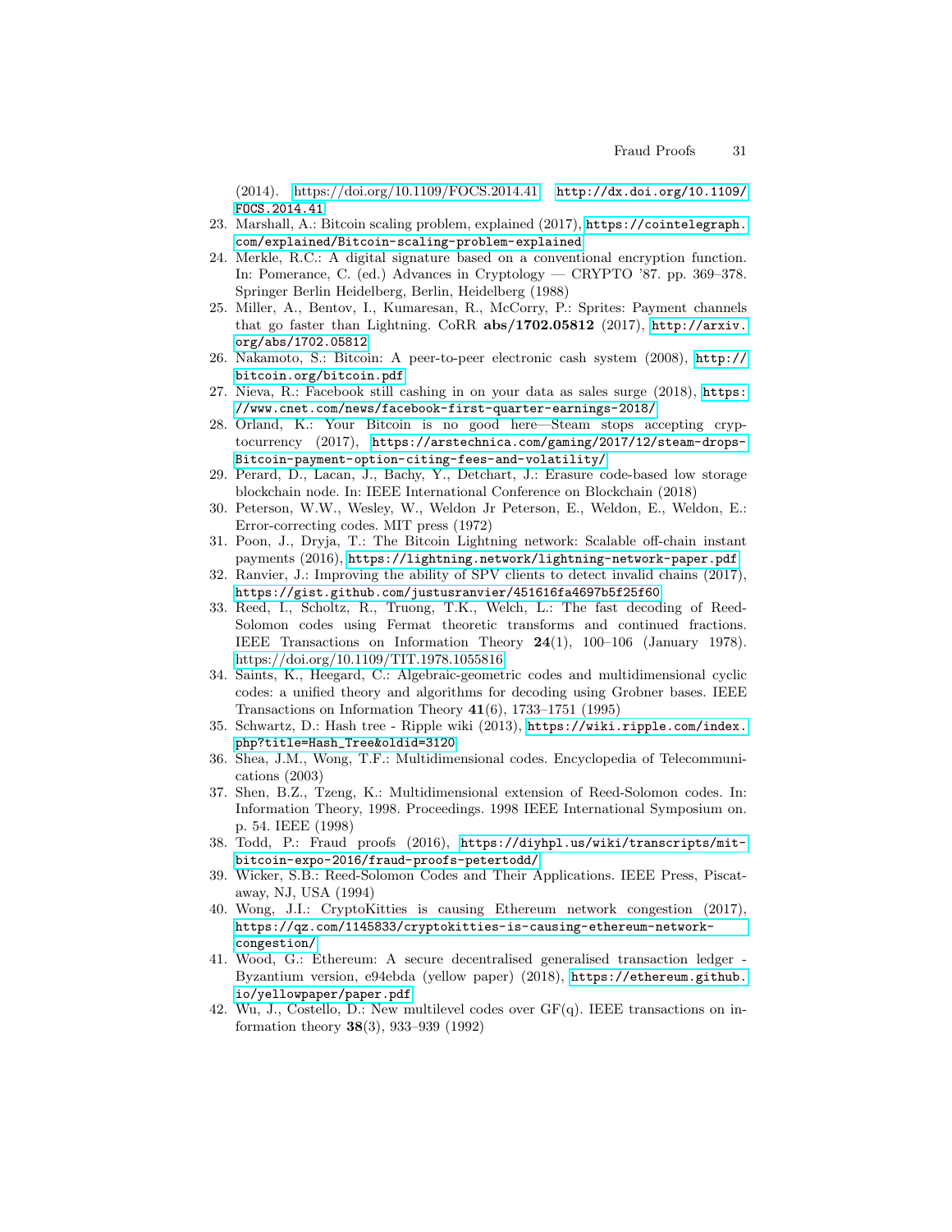(2014). https://doi.org/10.1109/FOCS.2014.41, http://dx.doi.org/10.1109/FOCS.2014.41

23. Marshall, A.: Bitcoin scaling problem, explained (2017), https://cointelegraph.com/explained/Bitcoin-scaling-problem-explained
24. Merkle, R.C.: A digital signature based on a conventional encryption function. In: Pomerance, C. (ed.) Advances in Cryptology — CRYPTO '87. pp. 369–378. Springer Berlin Heidelberg, Berlin, Heidelberg (1988)
25. Miller, A., Bentov, I., Kumaresan, R., McCorry, P.: Sprites: Payment channels that go faster than Lightning. CoRR **abs/1702.05812** (2017), http://arxiv.org/abs/1702.05812
26. Nakamoto, S.: Bitcoin: A peer-to-peer electronic cash system (2008), http://bitcoin.org/bitcoin.pdf
27. Nieva, R.: Facebook still cashing in on your data as sales surge (2018), https://www.cnet.com/news/facebook-first-quarter-earnings-2018/
28. Orland, K.: Your Bitcoin is no good here—Steam stops accepting cryptocurrency (2017), https://arstechnica.com/gaming/2017/12/steam-drops-Bitcoin-payment-option-citing-fees-and-volatility/
29. Perard, D., Lacan, J., Bachy, Y., Detchart, J.: Erasure code-based low storage blockchain node. In: IEEE International Conference on Blockchain (2018)
30. Peterson, W.W., Wesley, W., Weldon Jr Peterson, E., Weldon, E., Weldon, E.: Error-correcting codes. MIT press (1972)
31. Poon, J., Dryja, T.: The Bitcoin Lightning network: Scalable off-chain instant payments (2016), https://lightning.network/lightning-network-paper.pdf
32. Ranvier, J.: Improving the ability of SPV clients to detect invalid chains (2017), https://gist.github.com/justusranvier/451616fa4697b5f25f60
33. Reed, I., Scholtz, R., Truong, T.K., Welch, L.: The fast decoding of Reed-Solomon codes using Fermat theoretic transforms and continued fractions. IEEE Transactions on Information Theory **24**(1), 100–106 (January 1978). https://doi.org/10.1109/TIT.1978.1055816
34. Saints, K., Heegard, C.: Algebraic-geometric codes and multidimensional cyclic codes: a unified theory and algorithms for decoding using Grobner bases. IEEE Transactions on Information Theory **41**(6), 1733–1751 (1995)
35. Schwartz, D.: Hash tree - Ripple wiki (2013), https://wiki.ripple.com/index.php?title=Hash_Tree&oldid=3120
36. Shea, J.M., Wong, T.F.: Multidimensional codes. Encyclopedia of Telecommunications (2003)
37. Shen, B.Z., Tzeng, K.: Multidimensional extension of Reed-Solomon codes. In: Information Theory, 1998. Proceedings. 1998 IEEE International Symposium on. p. 54. IEEE (1998)
38. Todd, P.: Fraud proofs (2016), https://diyhpl.us/wiki/transcripts/mit-bitcoin-expo-2016/fraud-proofs-petertodd/
39. Wicker, S.B.: Reed-Solomon Codes and Their Applications. IEEE Press, Piscataway, NJ, USA (1994)
40. Wong, J.I.: CryptoKitties is causing Ethereum network congestion (2017), https://qz.com/1145833/cryptokitties-is-causing-ethereum-network-congestion/
41. Wood, G.: Ethereum: A secure decentralised generalised transaction ledger - Byzantium version, e94ebda (yellow paper) (2018), https://ethereum.github.io/yellowpaper/paper.pdf
42. Wu, J., Costello, D.: New multilevel codes over GF(q). IEEE transactions on information theory **38**(3), 933–939 (1992)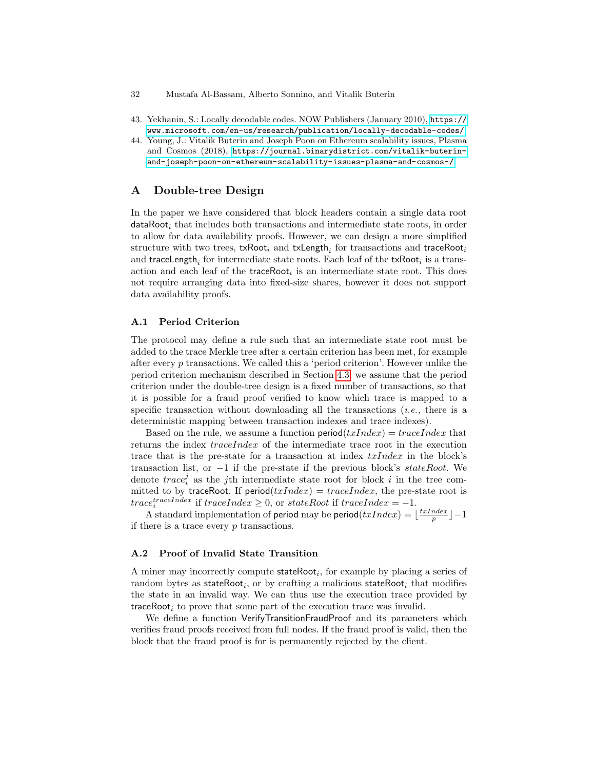43. Yekhanin, S.: Locally decodable codes. NOW Publishers (January 2010), https://www.microsoft.com/en-us/research/publication/locally-decodable-codes/
44. Young, J.: Vitalik Buterin and Joseph Poon on Ethereum scalability issues, Plasma and Cosmos (2018), https://journal.binarydistrict.com/vitalik-buterin-and-joseph-poon-on-ethereum-scalability-issues-plasma-and-cosmos-/

## A Double-tree Design

In the paper we have considered that block headers contain a single data root $\mathsf{dataRoot}_i$ that includes both transactions and intermediate state roots, in order to allow for data availability proofs. However, we can design a more simplified structure with two trees, $\mathsf{txRoot}_i$ and $\mathsf{txLength}_i$ for transactions and $\mathsf{traceRoot}_i$ and $\mathsf{traceLength}_i$ for intermediate state roots. Each leaf of the $\mathsf{txRoot}_i$ is a transaction and each leaf of the $\mathsf{traceRoot}_i$ is an intermediate state root. This does not require arranging data into fixed-size shares, however it does not support data availability proofs.

### A.1 Period Criterion

The protocol may define a rule such that an intermediate state root must be added to the trace Merkle tree after a certain criterion has been met, for example after every $p$ transactions. We called this a 'period criterion'. However unlike the period criterion mechanism described in Section 4.3, we assume that the period criterion under the double-tree design is a fixed number of transactions, so that it is possible for a fraud proof verified to know which trace is mapped to a specific transaction without downloading all the transactions (*i.e.,* there is a deterministic mapping between transaction indexes and trace indexes).

Based on the rule, we assume a function $\mathsf{period}(txIndex) = traceIndex$ that returns the index $traceIndex$ of the intermediate trace root in the execution trace that is the pre-state for a transaction at index $txIndex$ in the block's transaction list, or $-1$ if the pre-state if the previous block's $stateRoot$. We denote $trace_i^j$ as the $j$th intermediate state root for block $i$ in the tree committed to by $\mathsf{traceRoot}$. If $\mathsf{period}(txIndex) = traceIndex$, the pre-state root is $trace_i^{traceIndex}$ if $traceIndex \geq 0$, or $stateRoot$ if $traceIndex = -1$.

A standard implementation of $\mathsf{period}$ may be $\mathsf{period}(txIndex) = \lfloor \frac{txIndex}{p} \rfloor - 1$ if there is a trace every $p$ transactions.

### A.2 Proof of Invalid State Transition

A miner may incorrectly compute $\mathsf{stateRoot}_i$, for example by placing a series of random bytes as $\mathsf{stateRoot}_i$, or by crafting a malicious $\mathsf{stateRoot}_i$ that modifies the state in an invalid way. We can thus use the execution trace provided by $\mathsf{traceRoot}_i$ to prove that some part of the execution trace was invalid.

We define a function VerifyTransitionFraudProof and its parameters which verifies fraud proofs received from full nodes. If the fraud proof is valid, then the block that the fraud proof is for is permanently rejected by the client.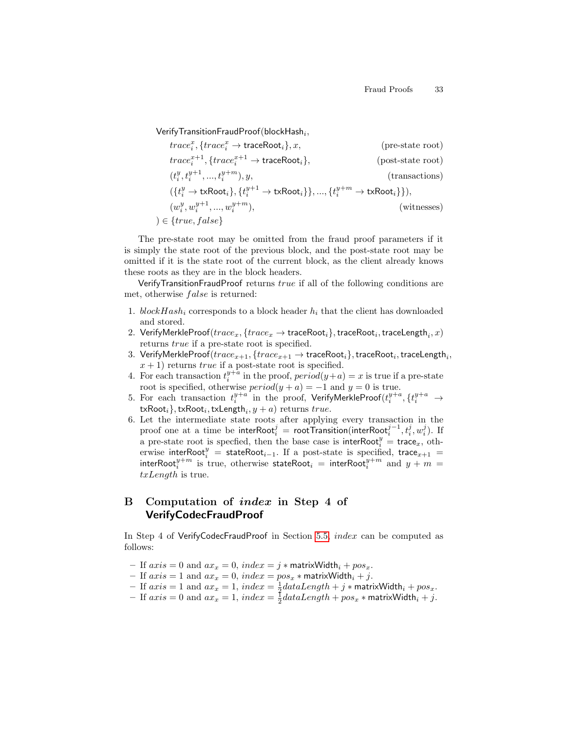$$
\begin{aligned}
&\mathsf{VerifyTransitionFraudProof}(\mathsf{blockHash}_i, \\
&\quad trace_i^x, \{trace_i^x \rightarrow \mathsf{traceRoot}_i\}, x, && \text{(pre-state root)} \\
&\quad trace_i^{x+1}, \{trace_i^{x+1} \rightarrow \mathsf{traceRoot}_i\}, && \text{(post-state root)} \\
&\quad (t_i^y, t_i^{y+1}, ..., t_i^{y+m}), y, && \text{(transactions)} \\
&\quad (\{t_i^y \rightarrow \mathsf{txRoot}_i\}, \{t_i^{y+1} \rightarrow \mathsf{txRoot}_i\}\}, ..., \{t_i^{y+m} \rightarrow \mathsf{txRoot}_i\}\}), \\
&\quad (w_i^y, w_i^{y+1}, ..., w_i^{y+m}), && \text{(witnesses)} \\
&) \in \{true, false\}
\end{aligned}
$$

The pre-state root may be omitted from the fraud proof parameters if it is simply the state root of the previous block, and the post-state root may be omitted if it is the state root of the current block, as the client already knows these roots as they are in the block headers.

VerifyTransitionFraudProof returns $true$ if all of the following conditions are met, otherwise $false$ is returned:

1. $blockHash_i$ corresponds to a block header $h_i$ that the client has downloaded and stored.
2. $\mathsf{VerifyMerkleProof}(trace_x, \{trace_x \rightarrow \mathsf{traceRoot}_i\}, \mathsf{traceRoot}_i, \mathsf{traceLength}_i, x)$ returns $true$ if a pre-state root is specified.
3. $\mathsf{VerifyMerkleProof}(trace_{x+1}, \{trace_{x+1} \rightarrow \mathsf{traceRoot}_i\}, \mathsf{traceRoot}_i, \mathsf{traceLength}_i, x+1)$ returns $true$ if a post-state root is specified.
4. For each transaction $t_i^{y+a}$ in the proof, $period(y+a) = x$ is true if a pre-state root is specified, otherwise $period(y+a) = -1$ and $y = 0$ is true.
5. For each transaction $t_i^{y+a}$ in the proof, $\mathsf{VerifyMerkleProof}(t_i^{y+a}, \{t_i^{y+a} \rightarrow \mathsf{txRoot}_i\}, \mathsf{txRoot}_i, \mathsf{txLength}_i, y+a)$ returns $true$.
6. Let the intermediate state roots after applying every transaction in the proof one at a time be $\mathsf{interRoot}_i^j = \mathsf{rootTransition}(\mathsf{interRoot}_i^{j-1}, t_i^j, w_i^j)$. If a pre-state root is specfied, then the base case is $\mathsf{interRoot}_i^y = \mathsf{trace}_x$, otherwise $\mathsf{interRoot}_i^y = \mathsf{stateRoot}_{i-1}$. If a post-state is specified, $\mathsf{trace}_{x+1} = \mathsf{interRoot}_i^{y+m}$ is true, otherwise $\mathsf{stateRoot}_i = \mathsf{interRoot}_i^{y+m}$ and $y + m = txLength$ is true.

# B Computation of *index* in Step 4 of VerifyCodecFraudProof

In Step 4 of VerifyCodecFraudProof in Section 5.5, $index$ can be computed as follows:

- If $axis = 0$ and $ax_x = 0$, $index = j * \mathsf{matrixWidth}_i + pos_x$.
- If $axis = 1$ and $ax_x = 0$, $index = pos_x * \mathsf{matrixWidth}_i + j$.
- If $axis = 1$ and $ax_x = 1$, $index = \frac{1}{2} dataLength + j * \mathsf{matrixWidth}_i + pos_x$.
- If $axis = 0$ and $ax_x = 1$, $index = \frac{1}{2} dataLength + pos_x * \mathsf{matrixWidth}_i + j$.